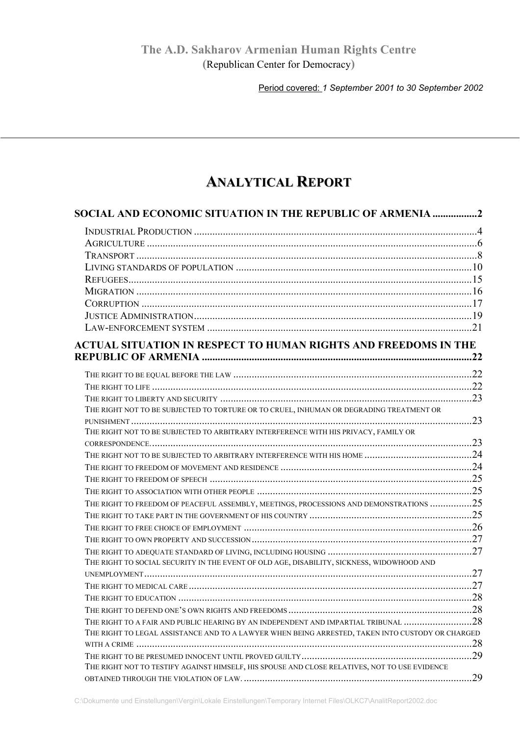**The A.D. Sakharov Armenian Human Rights Centre**
(Republican Center for Democracy)

Period covered: *1 September 2001 to 30 September 2002*

---

# Analytical Report

**SOCIAL AND ECONOMIC SITUATION IN THE REPUBLIC OF ARMENIA ................2**

- Industrial Production ..........4
- Agriculture ..........6
- Transport ..........8
- Living standards of population ..........10
- Refugees..........15
- Migration ..........16
- Corruption ..........17
- Justice Administration..........19
- Law-enforcement system ..........21

**ACTUAL SITUATION IN RESPECT TO HUMAN RIGHTS AND FREEDOMS IN THE REPUBLIC OF ARMENIA ..........22**

- The right to be equal before the law ..........22
- The right to life ..........22
- The right to liberty and security ..........23
- The right not to be subjected to torture or to cruel, inhuman or degrading treatment or punishment ..........23
- The right not to be subjected to arbitrary interference with his privacy, family or correspondence..........23
- The right not to be subjected to arbitrary interference with his home ..........24
- The right to freedom of movement and residence ..........24
- The right to freedom of speech ..........25
- The right to association with other people ..........25
- The right to freedom of peaceful assembly, meetings, processions and demonstrations ..........25
- The right to take part in the government of his country ..........25
- The right to free choice of employment ..........26
- The right to own property and succession..........27
- The right to adequate standard of living, including housing ..........27
- The right to social security in the event of old age, disability, sickness, widowhood and unemployment..........27
- The right to medical care..........27
- The right to education ..........28
- The right to defend one's own rights and freedoms..........28
- The right to a fair and public hearing by an independent and impartial tribunal ..........28
- The right to legal assistance and to a lawyer when being arrested, taken into custody or charged with a crime ..........28
- The right to be presumed innocent until proved guilty..........29
- The right not to testify against himself, his spouse and close relatives, not to use evidence obtained through the violation of law. ..........29

C:\Dokumente und Einstellungen\Vergin\Lokale Einstellungen\Temporary Internet Files\OLKC7\AnalitReport2002.doc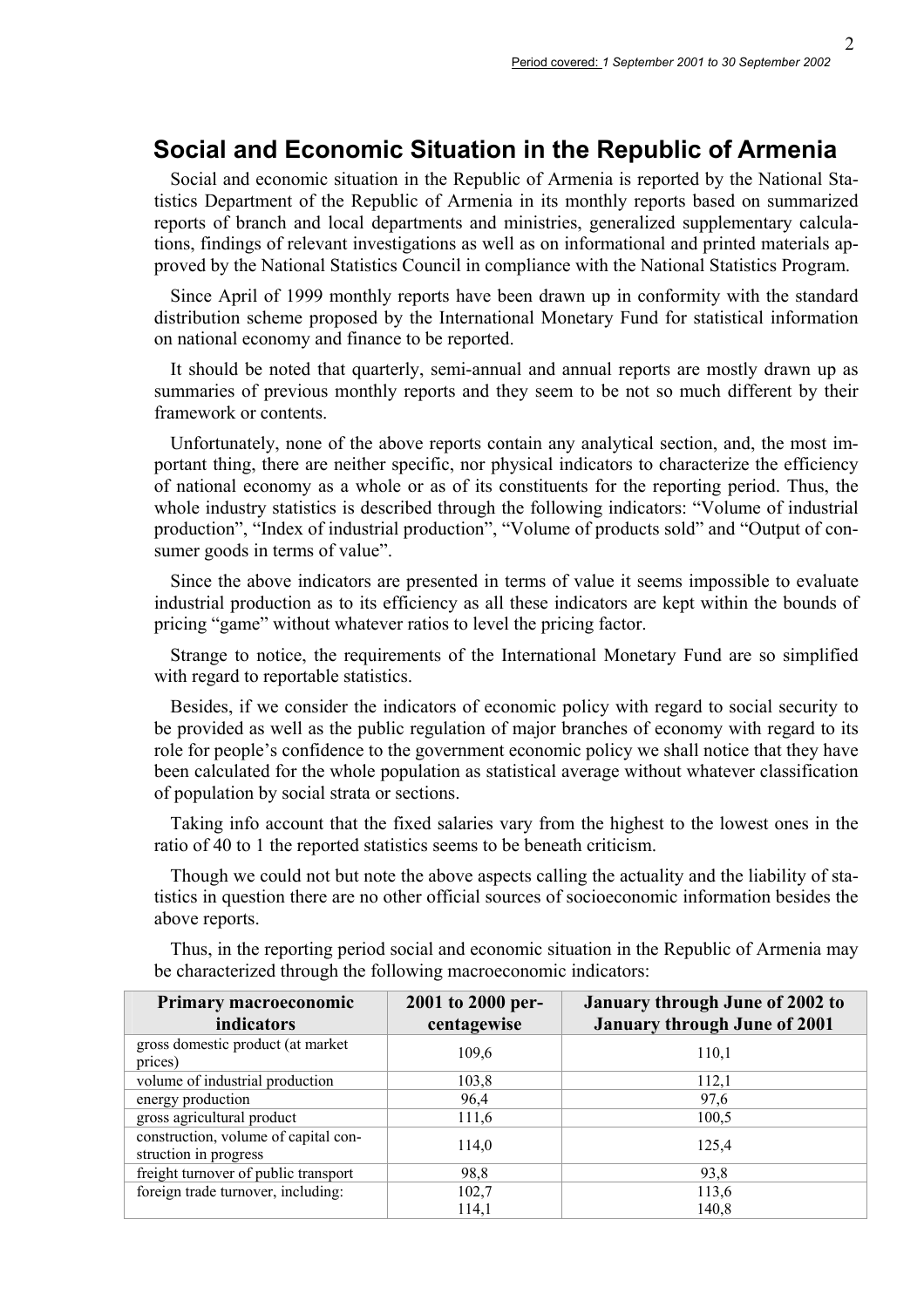## Social and Economic Situation in the Republic of Armenia

Social and economic situation in the Republic of Armenia is reported by the National Statistics Department of the Republic of Armenia in its monthly reports based on summarized reports of branch and local departments and ministries, generalized supplementary calculations, findings of relevant investigations as well as on informational and printed materials approved by the National Statistics Council in compliance with the National Statistics Program.

Since April of 1999 monthly reports have been drawn up in conformity with the standard distribution scheme proposed by the International Monetary Fund for statistical information on national economy and finance to be reported.

It should be noted that quarterly, semi-annual and annual reports are mostly drawn up as summaries of previous monthly reports and they seem to be not so much different by their framework or contents.

Unfortunately, none of the above reports contain any analytical section, and, the most important thing, there are neither specific, nor physical indicators to characterize the efficiency of national economy as a whole or as of its constituents for the reporting period. Thus, the whole industry statistics is described through the following indicators: "Volume of industrial production", "Index of industrial production", "Volume of products sold" and "Output of consumer goods in terms of value".

Since the above indicators are presented in terms of value it seems impossible to evaluate industrial production as to its efficiency as all these indicators are kept within the bounds of pricing "game" without whatever ratios to level the pricing factor.

Strange to notice, the requirements of the International Monetary Fund are so simplified with regard to reportable statistics.

Besides, if we consider the indicators of economic policy with regard to social security to be provided as well as the public regulation of major branches of economy with regard to its role for people's confidence to the government economic policy we shall notice that they have been calculated for the whole population as statistical average without whatever classification of population by social strata or sections.

Taking info account that the fixed salaries vary from the highest to the lowest ones in the ratio of 40 to 1 the reported statistics seems to be beneath criticism.

Though we could not but note the above aspects calling the actuality and the liability of statistics in question there are no other official sources of socioeconomic information besides the above reports.

Thus, in the reporting period social and economic situation in the Republic of Armenia may be characterized through the following macroeconomic indicators:

| Primary macroeconomic indicators | 2001 to 2000 percentagewise | January through June of 2002 to January through June of 2001 |
|---|---|---|
| gross domestic product (at market prices) | 109,6 | 110,1 |
| volume of industrial production | 103,8 | 112,1 |
| energy production | 96,4 | 97,6 |
| gross agricultural product | 111,6 | 100,5 |
| construction, volume of capital construction in progress | 114,0 | 125,4 |
| freight turnover of public transport | 98,8 | 93,8 |
| foreign trade turnover, including: | 102,7<br>114,1 | 113,6<br>140,8 |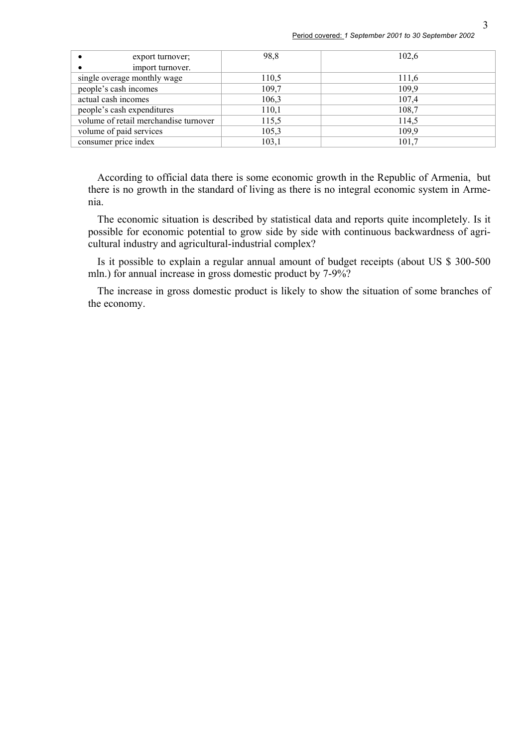|  |  |  |
|---|---|---|
| • export turnover;<br>• import turnover. | 98,8 | 102,6 |
| single overage monthly wage | 110,5 | 111,6 |
| people's cash incomes | 109,7 | 109,9 |
| actual cash incomes | 106,3 | 107,4 |
| people's cash expenditures | 110,1 | 108,7 |
| volume of retail merchandise turnover | 115,5 | 114,5 |
| volume of paid services | 105,3 | 109,9 |
| consumer price index | 103,1 | 101,7 |

According to official data there is some economic growth in the Republic of Armenia, but there is no growth in the standard of living as there is no integral economic system in Armenia.

The economic situation is described by statistical data and reports quite incompletely. Is it possible for economic potential to grow side by side with continuous backwardness of agricultural industry and agricultural-industrial complex?

Is it possible to explain a regular annual amount of budget receipts (about US $ 300-500 mln.) for annual increase in gross domestic product by 7-9%?

The increase in gross domestic product is likely to show the situation of some branches of the economy.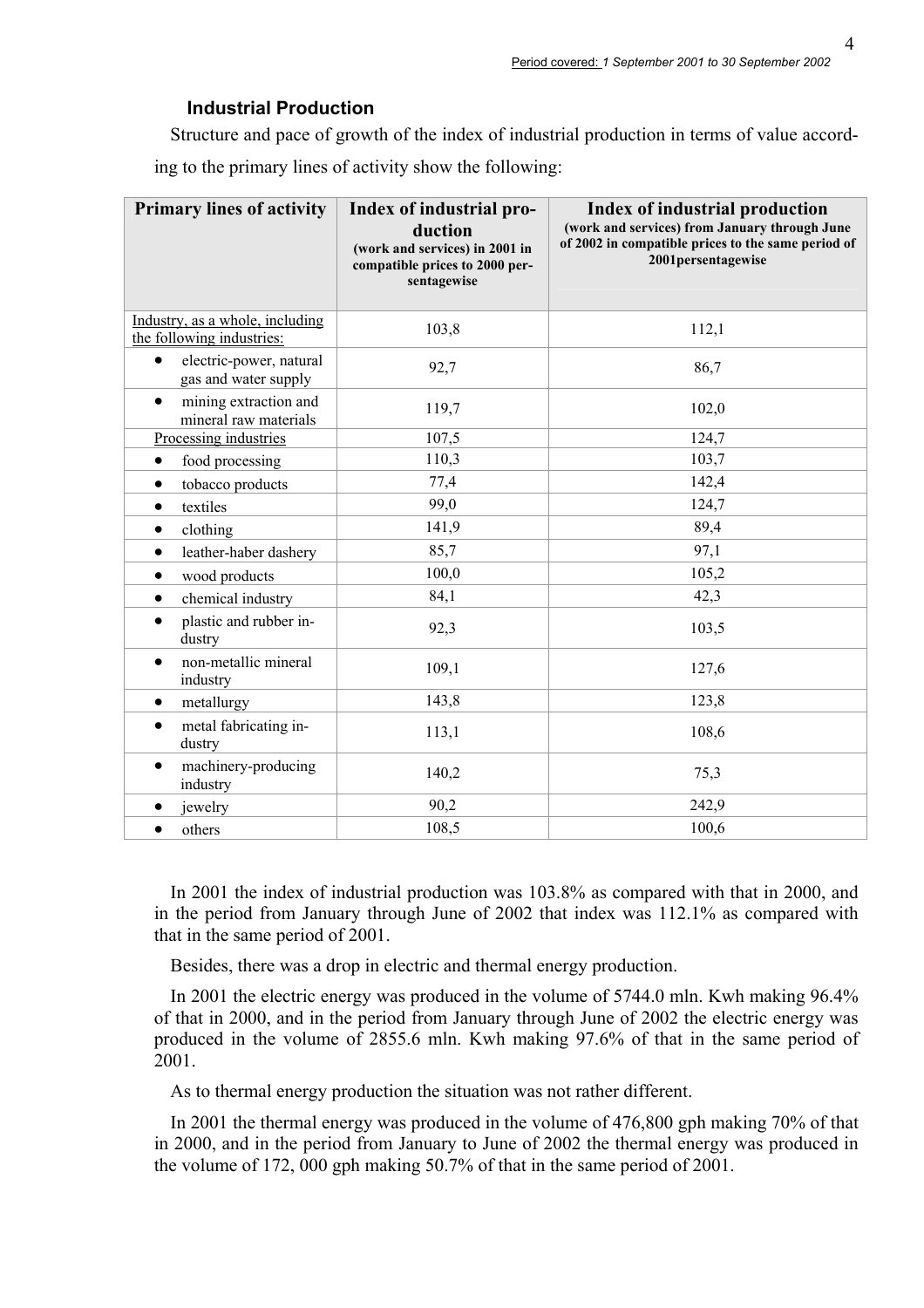### Industrial Production

Structure and pace of growth of the index of industrial production in terms of value according to the primary lines of activity show the following:

| Primary lines of activity | Index of industrial production (work and services) in 2001 in compatible prices to 2000 persentagewise | Index of industrial production (work and services) from January through June of 2002 in compatible prices to the same period of 2001persentagewise |
|---|---|---|
| Industry, as a whole, including the following industries: | 103,8 | 112,1 |
| • electric-power, natural gas and water supply | 92,7 | 86,7 |
| • mining extraction and mineral raw materials | 119,7 | 102,0 |
| Processing industries | 107,5 | 124,7 |
| • food processing | 110,3 | 103,7 |
| • tobacco products | 77,4 | 142,4 |
| • textiles | 99,0 | 124,7 |
| • clothing | 141,9 | 89,4 |
| • leather-haber dashery | 85,7 | 97,1 |
| • wood products | 100,0 | 105,2 |
| • chemical industry | 84,1 | 42,3 |
| • plastic and rubber industry | 92,3 | 103,5 |
| • non-metallic mineral industry | 109,1 | 127,6 |
| • metallurgy | 143,8 | 123,8 |
| • metal fabricating industry | 113,1 | 108,6 |
| • machinery-producing industry | 140,2 | 75,3 |
| • jewelry | 90,2 | 242,9 |
| • others | 108,5 | 100,6 |

In 2001 the index of industrial production was 103.8% as compared with that in 2000, and in the period from January through June of 2002 that index was 112.1% as compared with that in the same period of 2001.

Besides, there was a drop in electric and thermal energy production.

In 2001 the electric energy was produced in the volume of 5744.0 mln. Kwh making 96.4% of that in 2000, and in the period from January through June of 2002 the electric energy was produced in the volume of 2855.6 mln. Kwh making 97.6% of that in the same period of 2001.

As to thermal energy production the situation was not rather different.

In 2001 the thermal energy was produced in the volume of 476,800 gph making 70% of that in 2000, and in the period from January to June of 2002 the thermal energy was produced in the volume of 172, 000 gph making 50.7% of that in the same period of 2001.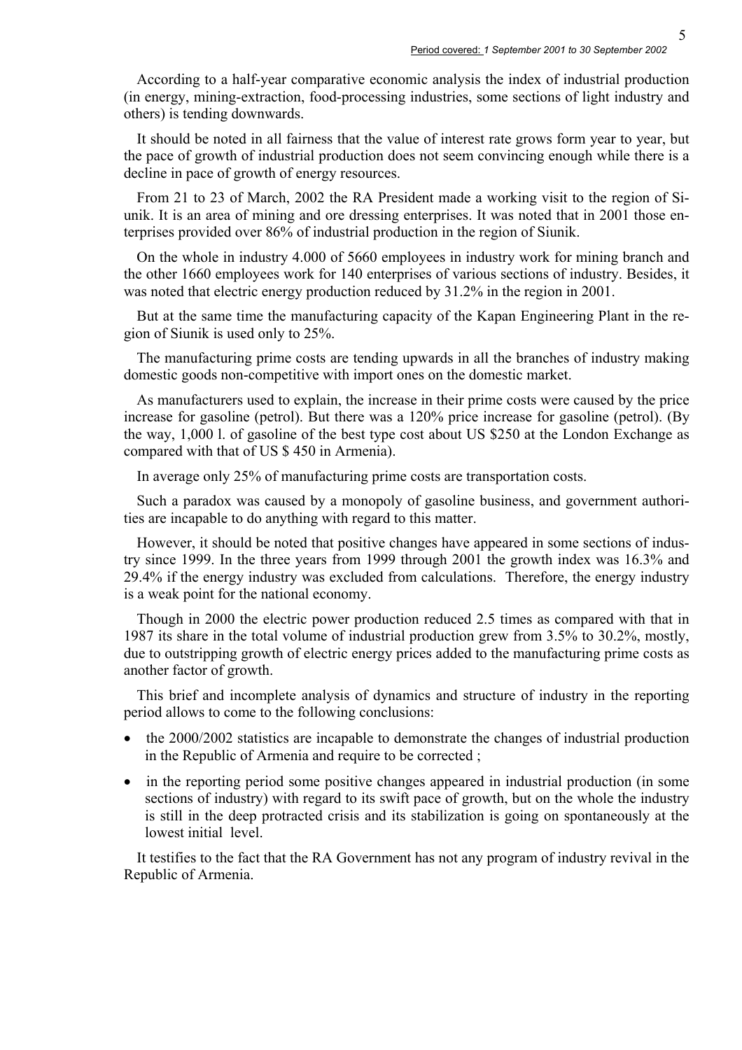According to a half-year comparative economic analysis the index of industrial production (in energy, mining-extraction, food-processing industries, some sections of light industry and others) is tending downwards.

It should be noted in all fairness that the value of interest rate grows form year to year, but the pace of growth of industrial production does not seem convincing enough while there is a decline in pace of growth of energy resources.

From 21 to 23 of March, 2002 the RA President made a working visit to the region of Siunik. It is an area of mining and ore dressing enterprises. It was noted that in 2001 those enterprises provided over 86% of industrial production in the region of Siunik.

On the whole in industry 4.000 of 5660 employees in industry work for mining branch and the other 1660 employees work for 140 enterprises of various sections of industry. Besides, it was noted that electric energy production reduced by 31.2% in the region in 2001.

But at the same time the manufacturing capacity of the Kapan Engineering Plant in the region of Siunik is used only to 25%.

The manufacturing prime costs are tending upwards in all the branches of industry making domestic goods non-competitive with import ones on the domestic market.

As manufacturers used to explain, the increase in their prime costs were caused by the price increase for gasoline (petrol). But there was a 120% price increase for gasoline (petrol). (By the way, 1,000 l. of gasoline of the best type cost about US $250 at the London Exchange as compared with that of US $ 450 in Armenia).

In average only 25% of manufacturing prime costs are transportation costs.

Such a paradox was caused by a monopoly of gasoline business, and government authorities are incapable to do anything with regard to this matter.

However, it should be noted that positive changes have appeared in some sections of industry since 1999. In the three years from 1999 through 2001 the growth index was 16.3% and 29.4% if the energy industry was excluded from calculations. Therefore, the energy industry is a weak point for the national economy.

Though in 2000 the electric power production reduced 2.5 times as compared with that in 1987 its share in the total volume of industrial production grew from 3.5% to 30.2%, mostly, due to outstripping growth of electric energy prices added to the manufacturing prime costs as another factor of growth.

This brief and incomplete analysis of dynamics and structure of industry in the reporting period allows to come to the following conclusions:

- the 2000/2002 statistics are incapable to demonstrate the changes of industrial production in the Republic of Armenia and require to be corrected ;
- in the reporting period some positive changes appeared in industrial production (in some sections of industry) with regard to its swift pace of growth, but on the whole the industry is still in the deep protracted crisis and its stabilization is going on spontaneously at the lowest initial level.

It testifies to the fact that the RA Government has not any program of industry revival in the Republic of Armenia.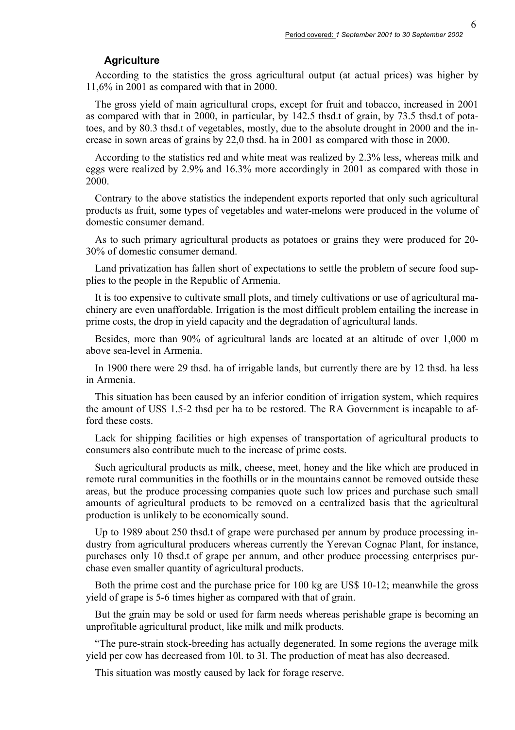## Agriculture

According to the statistics the gross agricultural output (at actual prices) was higher by 11,6% in 2001 as compared with that in 2000.

The gross yield of main agricultural crops, except for fruit and tobacco, increased in 2001 as compared with that in 2000, in particular, by 142.5 thsd.t of grain, by 73.5 thsd.t of potatoes, and by 80.3 thsd.t of vegetables, mostly, due to the absolute drought in 2000 and the increase in sown areas of grains by 22,0 thsd. ha in 2001 as compared with those in 2000.

According to the statistics red and white meat was realized by 2.3% less, whereas milk and eggs were realized by 2.9% and 16.3% more accordingly in 2001 as compared with those in 2000.

Contrary to the above statistics the independent exports reported that only such agricultural products as fruit, some types of vegetables and water-melons were produced in the volume of domestic consumer demand.

As to such primary agricultural products as potatoes or grains they were produced for 20-30% of domestic consumer demand.

Land privatization has fallen short of expectations to settle the problem of secure food supplies to the people in the Republic of Armenia.

It is too expensive to cultivate small plots, and timely cultivations or use of agricultural machinery are even unaffordable. Irrigation is the most difficult problem entailing the increase in prime costs, the drop in yield capacity and the degradation of agricultural lands.

Besides, more than 90% of agricultural lands are located at an altitude of over 1,000 m above sea-level in Armenia.

In 1900 there were 29 thsd. ha of irrigable lands, but currently there are by 12 thsd. ha less in Armenia.

This situation has been caused by an inferior condition of irrigation system, which requires the amount of US$ 1.5-2 thsd per ha to be restored. The RA Government is incapable to afford these costs.

Lack for shipping facilities or high expenses of transportation of agricultural products to consumers also contribute much to the increase of prime costs.

Such agricultural products as milk, cheese, meet, honey and the like which are produced in remote rural communities in the foothills or in the mountains cannot be removed outside these areas, but the produce processing companies quote such low prices and purchase such small amounts of agricultural products to be removed on a centralized basis that the agricultural production is unlikely to be economically sound.

Up to 1989 about 250 thsd.t of grape were purchased per annum by produce processing industry from agricultural producers whereas currently the Yerevan Cognac Plant, for instance, purchases only 10 thsd.t of grape per annum, and other produce processing enterprises purchase even smaller quantity of agricultural products.

Both the prime cost and the purchase price for 100 kg are US$ 10-12; meanwhile the gross yield of grape is 5-6 times higher as compared with that of grain.

But the grain may be sold or used for farm needs whereas perishable grape is becoming an unprofitable agricultural product, like milk and milk products.

"The pure-strain stock-breeding has actually degenerated. In some regions the average milk yield per cow has decreased from 10l. to 3l. The production of meat has also decreased.

This situation was mostly caused by lack for forage reserve.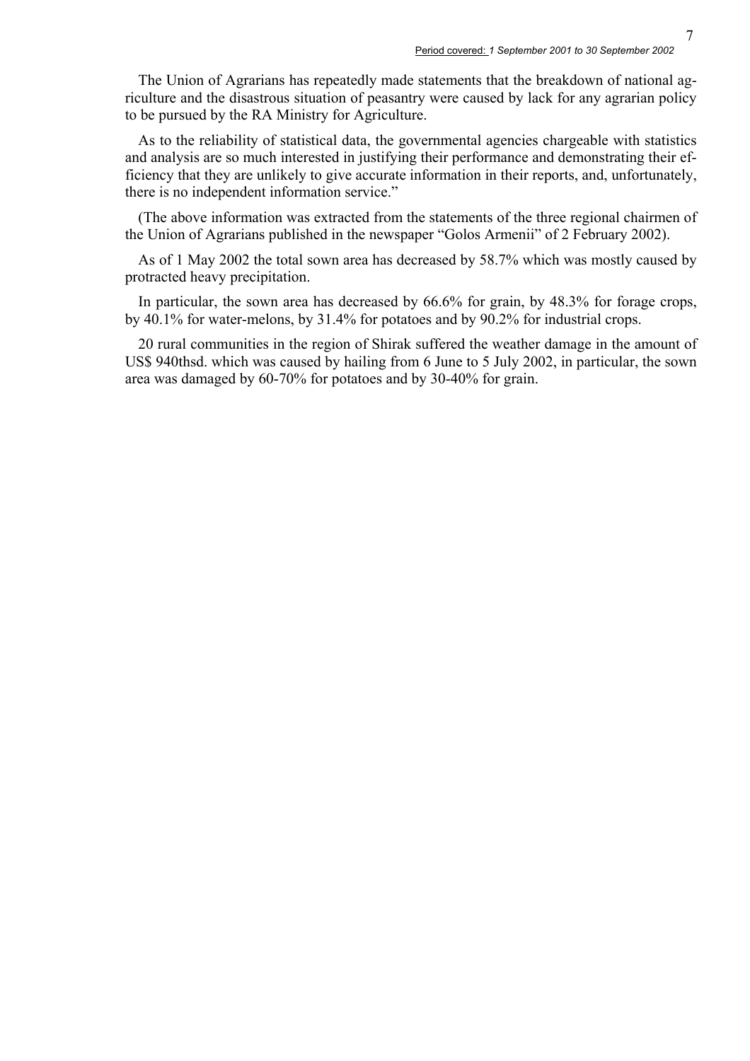The Union of Agrarians has repeatedly made statements that the breakdown of national agriculture and the disastrous situation of peasantry were caused by lack for any agrarian policy to be pursued by the RA Ministry for Agriculture.

As to the reliability of statistical data, the governmental agencies chargeable with statistics and analysis are so much interested in justifying their performance and demonstrating their efficiency that they are unlikely to give accurate information in their reports, and, unfortunately, there is no independent information service."

(The above information was extracted from the statements of the three regional chairmen of the Union of Agrarians published in the newspaper "Golos Armenii" of 2 February 2002).

As of 1 May 2002 the total sown area has decreased by 58.7% which was mostly caused by protracted heavy precipitation.

In particular, the sown area has decreased by 66.6% for grain, by 48.3% for forage crops, by 40.1% for water-melons, by 31.4% for potatoes and by 90.2% for industrial crops.

20 rural communities in the region of Shirak suffered the weather damage in the amount of US$ 940thsd. which was caused by hailing from 6 June to 5 July 2002, in particular, the sown area was damaged by 60-70% for potatoes and by 30-40% for grain.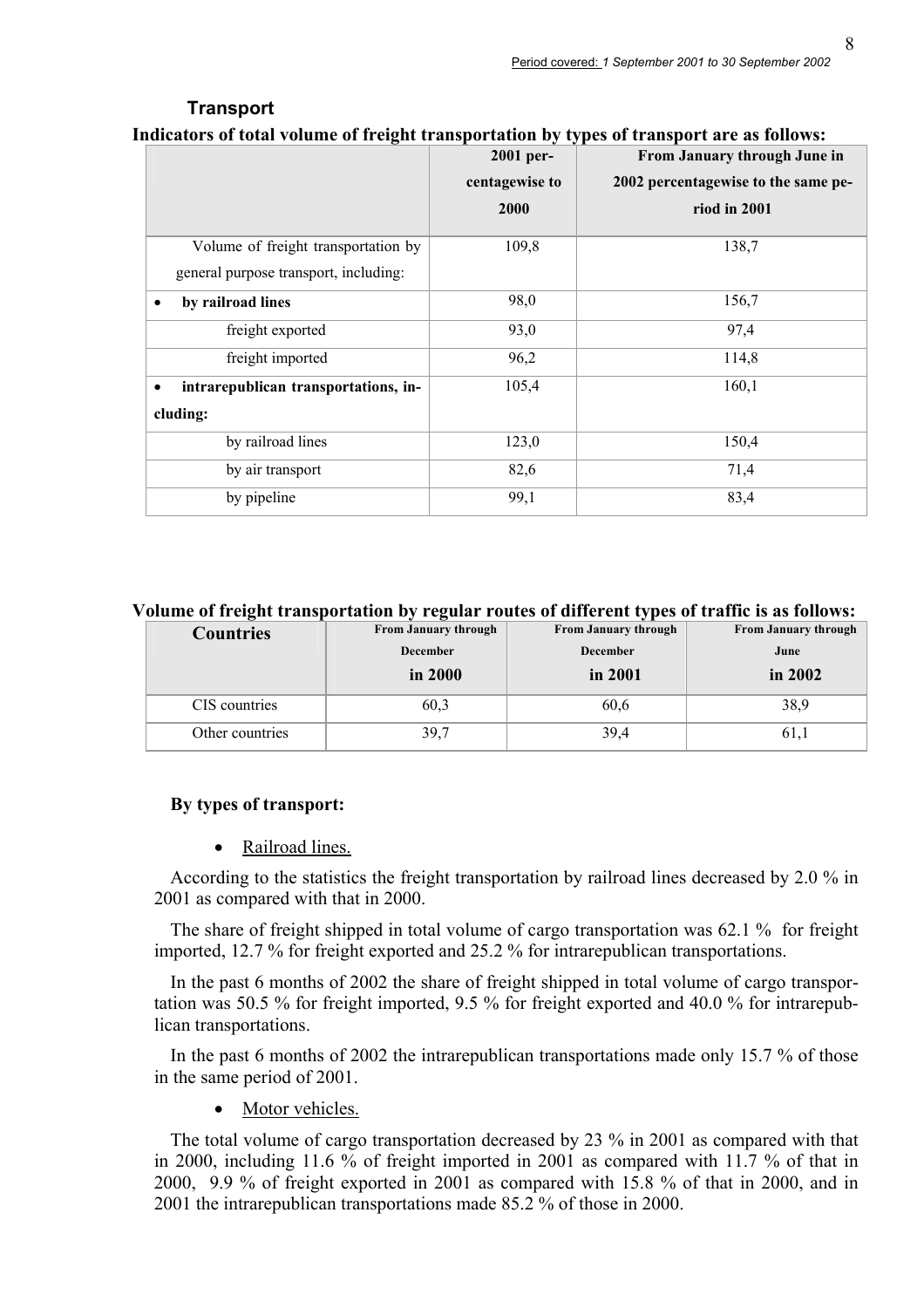## Transport

**Indicators of total volume of freight transportation by types of transport are as follows:**

| | 2001 percentagewise to 2000 | From January through June in 2002 percentagewise to the same period in 2001 |
|---|---|---|
| Volume of freight transportation by general purpose transport, including: | 109,8 | 138,7 |
| • **by railroad lines** | 98,0 | 156,7 |
| freight exported | 93,0 | 97,4 |
| freight imported | 96,2 | 114,8 |
| • **intrarepublican transportations, including:** | 105,4 | 160,1 |
| by railroad lines | 123,0 | 150,4 |
| by air transport | 82,6 | 71,4 |
| by pipeline | 99,1 | 83,4 |

**Volume of freight transportation by regular routes of different types of traffic is as follows:**

| Countries | From January through December in 2000 | From January through December in 2001 | From January through June in 2002 |
|---|---|---|---|
| CIS countries | 60,3 | 60,6 | 38,9 |
| Other countries | 39,7 | 39,4 | 61,1 |

**By types of transport:**

- Railroad lines.

According to the statistics the freight transportation by railroad lines decreased by 2.0 % in 2001 as compared with that in 2000.

The share of freight shipped in total volume of cargo transportation was 62.1 % for freight imported, 12.7 % for freight exported and 25.2 % for intrarepublican transportations.

In the past 6 months of 2002 the share of freight shipped in total volume of cargo transportation was 50.5 % for freight imported, 9.5 % for freight exported and 40.0 % for intrarepublican transportations.

In the past 6 months of 2002 the intrarepublican transportations made only 15.7 % of those in the same period of 2001.

- Motor vehicles.

The total volume of cargo transportation decreased by 23 % in 2001 as compared with that in 2000, including 11.6 % of freight imported in 2001 as compared with 11.7 % of that in 2000, 9.9 % of freight exported in 2001 as compared with 15.8 % of that in 2000, and in 2001 the intrarepublican transportations made 85.2 % of those in 2000.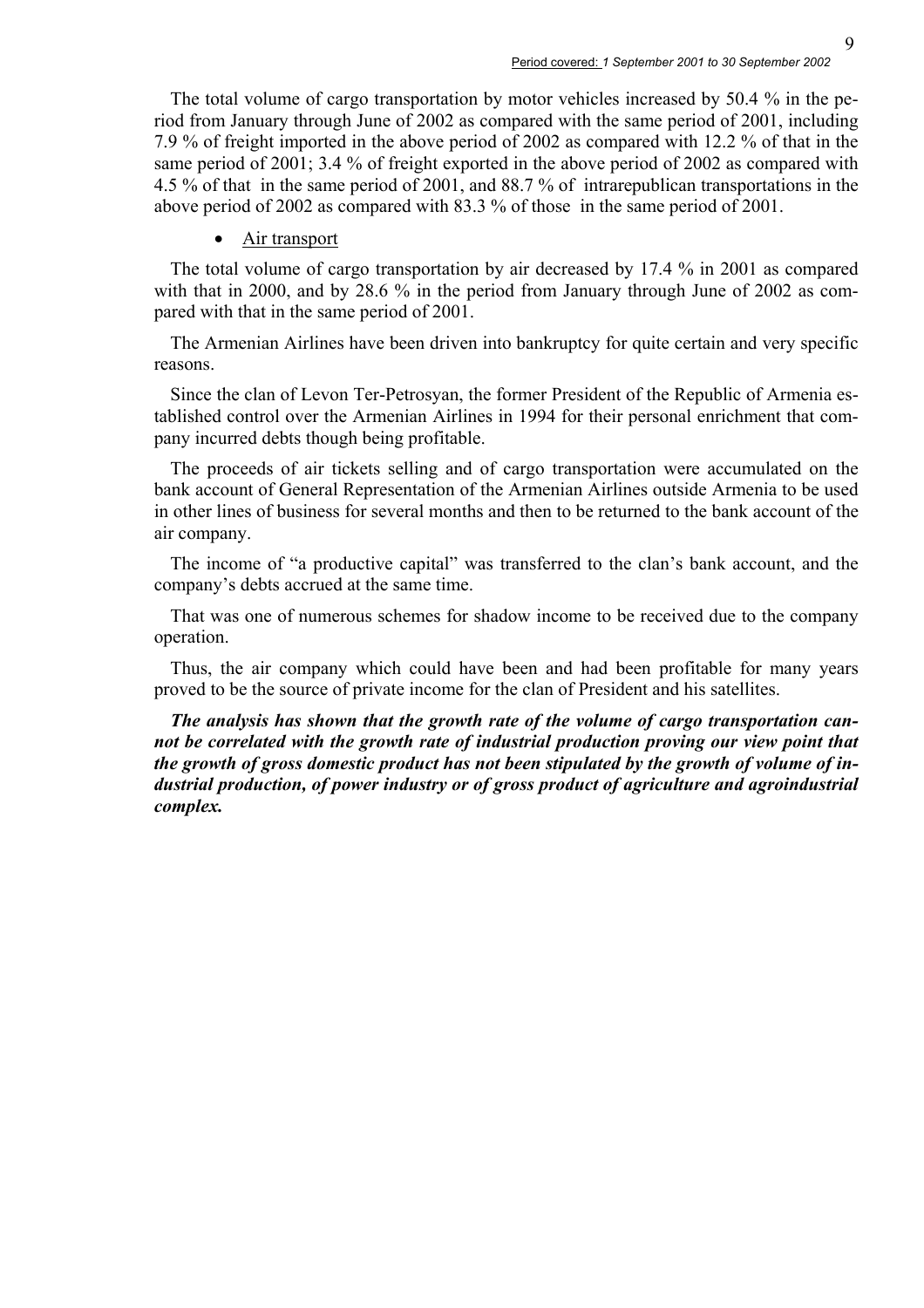The total volume of cargo transportation by motor vehicles increased by 50.4 % in the period from January through June of 2002 as compared with the same period of 2001, including 7.9 % of freight imported in the above period of 2002 as compared with 12.2 % of that in the same period of 2001; 3.4 % of freight exported in the above period of 2002 as compared with 4.5 % of that in the same period of 2001, and 88.7 % of intrarepublican transportations in the above period of 2002 as compared with 83.3 % of those in the same period of 2001.

- Air transport

The total volume of cargo transportation by air decreased by 17.4 % in 2001 as compared with that in 2000, and by 28.6 % in the period from January through June of 2002 as compared with that in the same period of 2001.

The Armenian Airlines have been driven into bankruptcy for quite certain and very specific reasons.

Since the clan of Levon Ter-Petrosyan, the former President of the Republic of Armenia established control over the Armenian Airlines in 1994 for their personal enrichment that company incurred debts though being profitable.

The proceeds of air tickets selling and of cargo transportation were accumulated on the bank account of General Representation of the Armenian Airlines outside Armenia to be used in other lines of business for several months and then to be returned to the bank account of the air company.

The income of "a productive capital" was transferred to the clan's bank account, and the company's debts accrued at the same time.

That was one of numerous schemes for shadow income to be received due to the company operation.

Thus, the air company which could have been and had been profitable for many years proved to be the source of private income for the clan of President and his satellites.

***The analysis has shown that the growth rate of the volume of cargo transportation cannot be correlated with the growth rate of industrial production proving our view point that the growth of gross domestic product has not been stipulated by the growth of volume of industrial production, of power industry or of gross product of agriculture and agroindustrial complex.***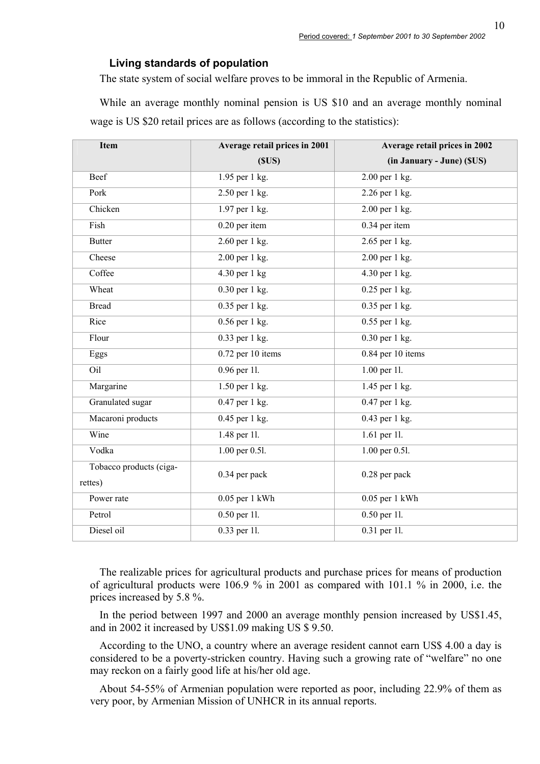### Living standards of population

The state system of social welfare proves to be immoral in the Republic of Armenia.

While an average monthly nominal pension is US $10 and an average monthly nominal wage is US $20 retail prices are as follows (according to the statistics):

| Item | Average retail prices in 2001 ($US) | Average retail prices in 2002 (in January - June) ($US) |
|---|---|---|
| Beef | 1.95 per 1 kg. | 2.00 per 1 kg. |
| Pork | 2.50 per 1 kg. | 2.26 per 1 kg. |
| Chicken | 1.97 per 1 kg. | 2.00 per 1 kg. |
| Fish | 0.20 per item | 0.34 per item |
| Butter | 2.60 per 1 kg. | 2.65 per 1 kg. |
| Cheese | 2.00 per 1 kg. | 2.00 per 1 kg. |
| Coffee | 4.30 per 1 kg | 4.30 per 1 kg. |
| Wheat | 0.30 per 1 kg. | 0.25 per 1 kg. |
| Bread | 0.35 per 1 kg. | 0.35 per 1 kg. |
| Rice | 0.56 per 1 kg. | 0.55 per 1 kg. |
| Flour | 0.33 per 1 kg. | 0.30 per 1 kg. |
| Eggs | 0.72 per 10 items | 0.84 per 10 items |
| Oil | 0.96 per 1l. | 1.00 per 1l. |
| Margarine | 1.50 per 1 kg. | 1.45 per 1 kg. |
| Granulated sugar | 0.47 per 1 kg. | 0.47 per 1 kg. |
| Macaroni products | 0.45 per 1 kg. | 0.43 per 1 kg. |
| Wine | 1.48 per 1l. | 1.61 per 1l. |
| Vodka | 1.00 per 0.5l. | 1.00 per 0.5l. |
| Tobacco products (cigarettes) | 0.34 per pack | 0.28 per pack |
| Power rate | 0.05 per 1 kWh | 0.05 per 1 kWh |
| Petrol | 0.50 per 1l. | 0.50 per 1l. |
| Diesel oil | 0.33 per 1l. | 0.31 per 1l. |

The realizable prices for agricultural products and purchase prices for means of production of agricultural products were 106.9 % in 2001 as compared with 101.1 % in 2000, i.e. the prices increased by 5.8 %.

In the period between 1997 and 2000 an average monthly pension increased by US$1.45, and in 2002 it increased by US$1.09 making US $ 9.50.

According to the UNO, a country where an average resident cannot earn US$ 4.00 a day is considered to be a poverty-stricken country. Having such a growing rate of "welfare" no one may reckon on a fairly good life at his/her old age.

About 54-55% of Armenian population were reported as poor, including 22.9% of them as very poor, by Armenian Mission of UNHCR in its annual reports.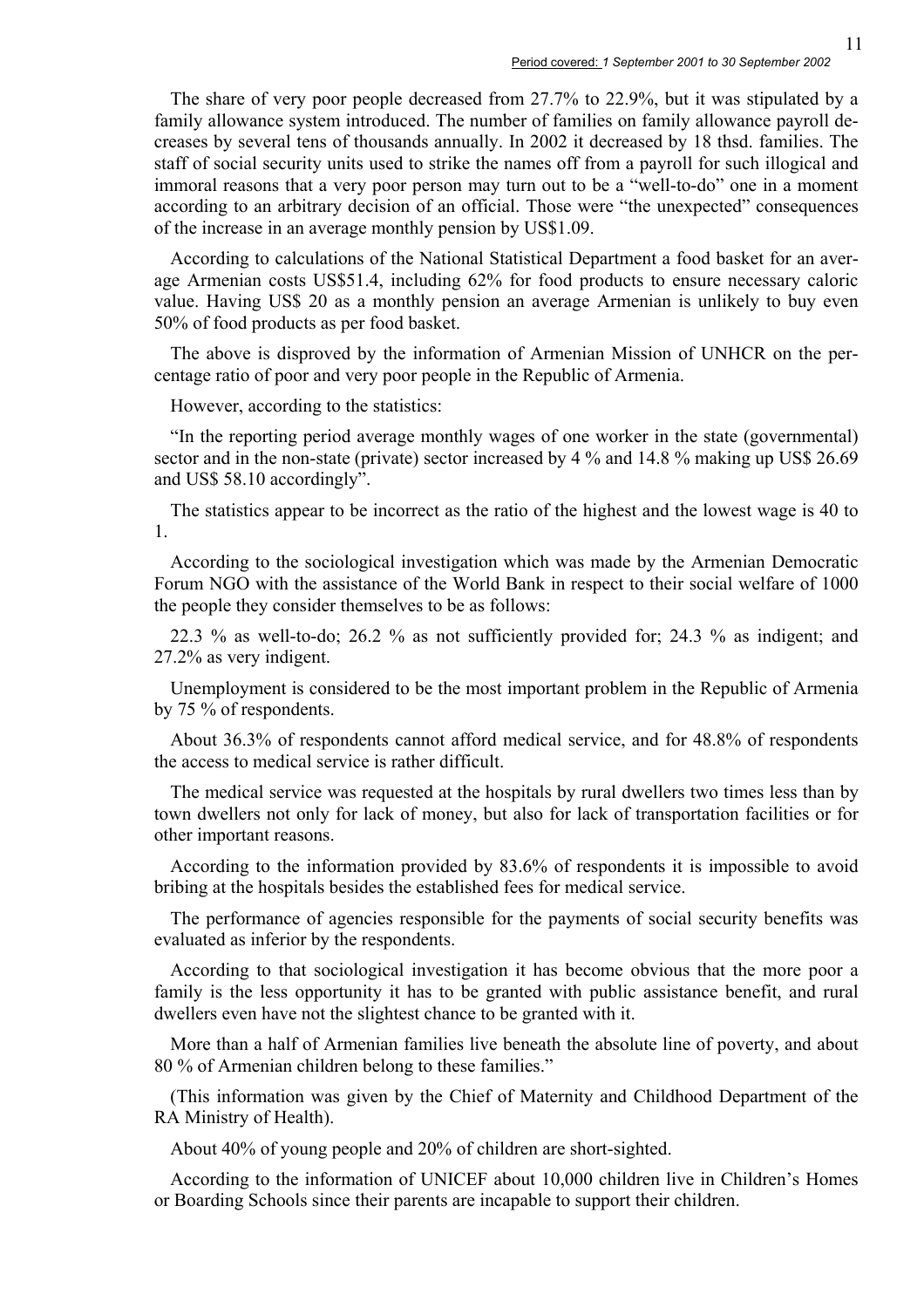The share of very poor people decreased from 27.7% to 22.9%, but it was stipulated by a family allowance system introduced. The number of families on family allowance payroll decreases by several tens of thousands annually. In 2002 it decreased by 18 thsd. families. The staff of social security units used to strike the names off from a payroll for such illogical and immoral reasons that a very poor person may turn out to be a "well-to-do" one in a moment according to an arbitrary decision of an official. Those were "the unexpected" consequences of the increase in an average monthly pension by US$1.09.

According to calculations of the National Statistical Department a food basket for an average Armenian costs US$51.4, including 62% for food products to ensure necessary caloric value. Having US$ 20 as a monthly pension an average Armenian is unlikely to buy even 50% of food products as per food basket.

The above is disproved by the information of Armenian Mission of UNHCR on the percentage ratio of poor and very poor people in the Republic of Armenia.

However, according to the statistics:

"In the reporting period average monthly wages of one worker in the state (governmental) sector and in the non-state (private) sector increased by 4 % and 14.8 % making up US$ 26.69 and US$ 58.10 accordingly".

The statistics appear to be incorrect as the ratio of the highest and the lowest wage is 40 to 1.

According to the sociological investigation which was made by the Armenian Democratic Forum NGO with the assistance of the World Bank in respect to their social welfare of 1000 the people they consider themselves to be as follows:

22.3 % as well-to-do; 26.2 % as not sufficiently provided for; 24.3 % as indigent; and 27.2% as very indigent.

Unemployment is considered to be the most important problem in the Republic of Armenia by 75 % of respondents.

About 36.3% of respondents cannot afford medical service, and for 48.8% of respondents the access to medical service is rather difficult.

The medical service was requested at the hospitals by rural dwellers two times less than by town dwellers not only for lack of money, but also for lack of transportation facilities or for other important reasons.

According to the information provided by 83.6% of respondents it is impossible to avoid bribing at the hospitals besides the established fees for medical service.

The performance of agencies responsible for the payments of social security benefits was evaluated as inferior by the respondents.

According to that sociological investigation it has become obvious that the more poor a family is the less opportunity it has to be granted with public assistance benefit, and rural dwellers even have not the slightest chance to be granted with it.

More than a half of Armenian families live beneath the absolute line of poverty, and about 80 % of Armenian children belong to these families."

(This information was given by the Chief of Maternity and Childhood Department of the RA Ministry of Health).

About 40% of young people and 20% of children are short-sighted.

According to the information of UNICEF about 10,000 children live in Children's Homes or Boarding Schools since their parents are incapable to support their children.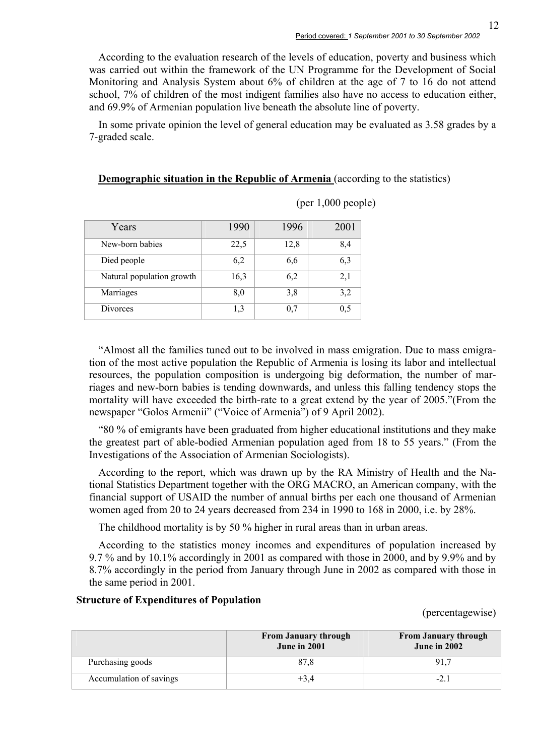According to the evaluation research of the levels of education, poverty and business which was carried out within the framework of the UN Programme for the Development of Social Monitoring and Analysis System about 6% of children at the age of 7 to 16 do not attend school, 7% of children of the most indigent families also have no access to education either, and 69.9% of Armenian population live beneath the absolute line of poverty.

In some private opinion the level of general education may be evaluated as 3.58 grades by a 7-graded scale.

**Demographic situation in the Republic of Armenia** (according to the statistics)

(per 1,000 people)

| Years | 1990 | 1996 | 2001 |
|---|---|---|---|
| New-born babies | 22,5 | 12,8 | 8,4 |
| Died people | 6,2 | 6,6 | 6,3 |
| Natural population growth | 16,3 | 6,2 | 2,1 |
| Marriages | 8,0 | 3,8 | 3,2 |
| Divorces | 1,3 | 0,7 | 0,5 |

"Almost all the families tuned out to be involved in mass emigration. Due to mass emigration of the most active population the Republic of Armenia is losing its labor and intellectual resources, the population composition is undergoing big deformation, the number of marriages and new-born babies is tending downwards, and unless this falling tendency stops the mortality will have exceeded the birth-rate to a great extend by the year of 2005."(From the newspaper "Golos Armenii" ("Voice of Armenia") of 9 April 2002).

"80 % of emigrants have been graduated from higher educational institutions and they make the greatest part of able-bodied Armenian population aged from 18 to 55 years." (From the Investigations of the Association of Armenian Sociologists).

According to the report, which was drawn up by the RA Ministry of Health and the National Statistics Department together with the ORG MACRO, an American company, with the financial support of USAID the number of annual births per each one thousand of Armenian women aged from 20 to 24 years decreased from 234 in 1990 to 168 in 2000, i.e. by 28%.

The childhood mortality is by 50 % higher in rural areas than in urban areas.

According to the statistics money incomes and expenditures of population increased by 9.7 % and by 10.1% accordingly in 2001 as compared with those in 2000, and by 9.9% and by 8.7% accordingly in the period from January through June in 2002 as compared with those in the same period in 2001.

**Structure of Expenditures of Population**

(percentagewise)

| | From January through June in 2001 | From January through June in 2002 |
|---|---|---|
| Purchasing goods | 87,8 | 91,7 |
| Accumulation of savings | +3,4 | -2.1 |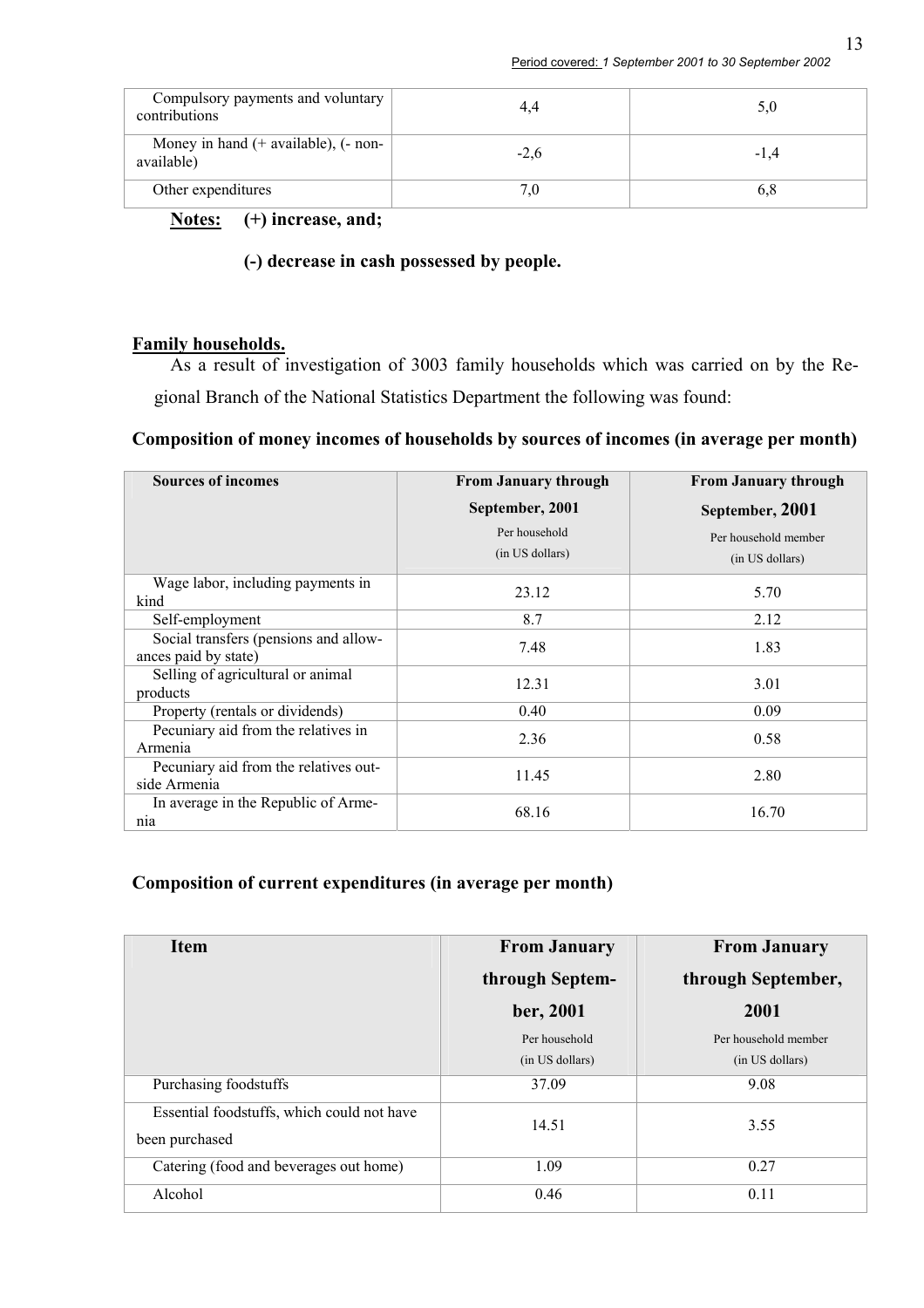| Compulsory payments and voluntary contributions | 4,4 | 5,0 |
|---|---|---|
| Money in hand (+ available), (- non-available) | -2,6 | -1,4 |
| Other expenditures | 7,0 | 6,8 |

**Notes:** **(+) increase, and;**

**(-) decrease in cash possessed by people.**

**Family households.**

As a result of investigation of 3003 family households which was carried on by the Regional Branch of the National Statistics Department the following was found:

**Composition of money incomes of households by sources of incomes (in average per month)**

| Sources of incomes | From January through September, 2001 Per household (in US dollars) | From January through September, 2001 Per household member (in US dollars) |
|---|---|---|
| Wage labor, including payments in kind | 23.12 | 5.70 |
| Self-employment | 8.7 | 2.12 |
| Social transfers (pensions and allowances paid by state) | 7.48 | 1.83 |
| Selling of agricultural or animal products | 12.31 | 3.01 |
| Property (rentals or dividends) | 0.40 | 0.09 |
| Pecuniary aid from the relatives in Armenia | 2.36 | 0.58 |
| Pecuniary aid from the relatives outside Armenia | 11.45 | 2.80 |
| In average in the Republic of Armenia | 68.16 | 16.70 |

**Composition of current expenditures (in average per month)**

| Item | From January through September, 2001 Per household (in US dollars) | From January through September, 2001 Per household member (in US dollars) |
|---|---|---|
| Purchasing foodstuffs | 37.09 | 9.08 |
| Essential foodstuffs, which could not have been purchased | 14.51 | 3.55 |
| Catering (food and beverages out home) | 1.09 | 0.27 |
| Alcohol | 0.46 | 0.11 |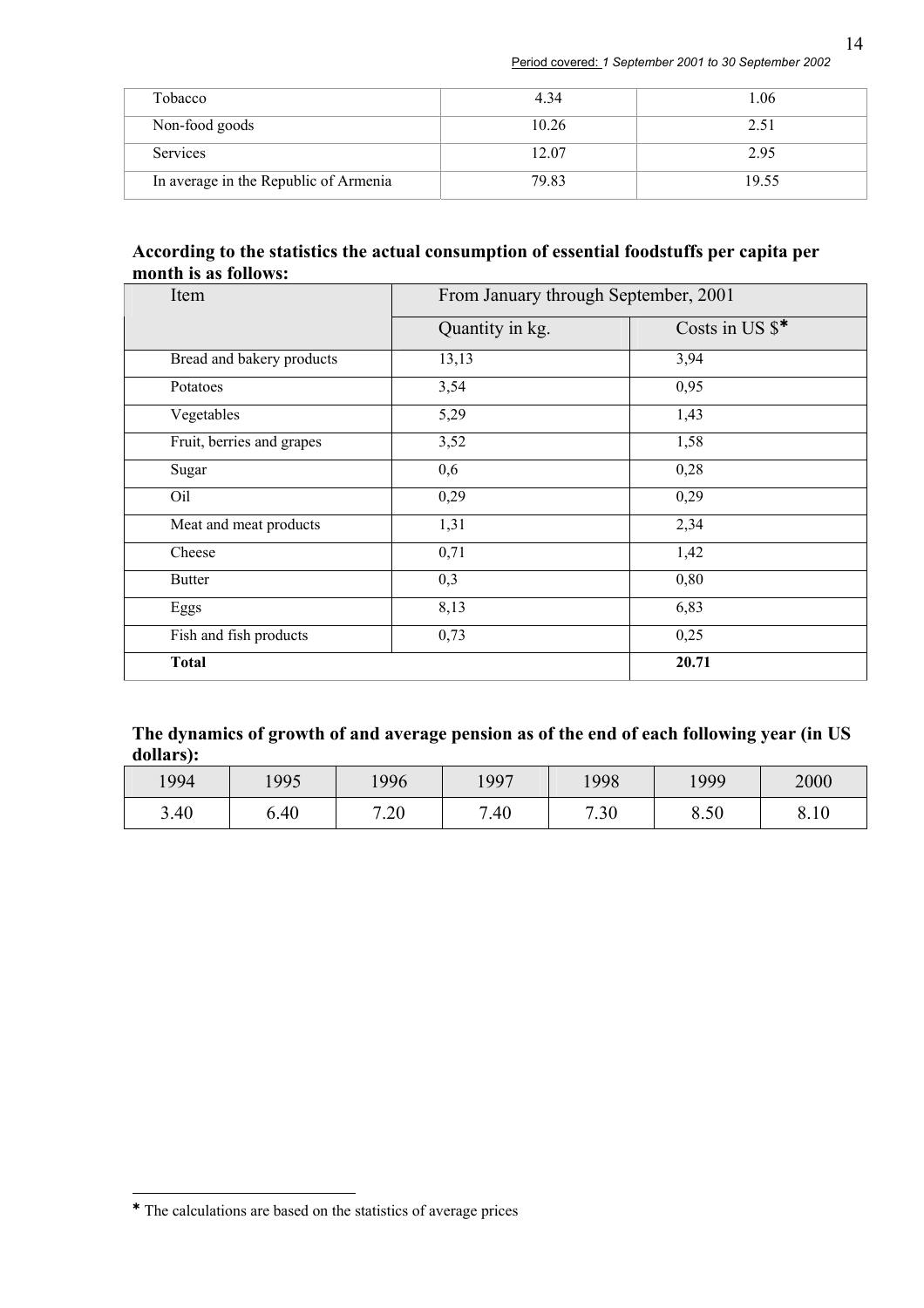| Tobacco | 4.34 | 1.06 |
|---|---|---|
| Non-food goods | 10.26 | 2.51 |
| Services | 12.07 | 2.95 |
| In average in the Republic of Armenia | 79.83 | 19.55 |

**According to the statistics the actual consumption of essential foodstuffs per capita per month is as follows:**

| Item | From January through September, 2001 | |
|---|---|---|
| | Quantity in kg. | Costs in US $* |
| Bread and bakery products | 13,13 | 3,94 |
| Potatoes | 3,54 | 0,95 |
| Vegetables | 5,29 | 1,43 |
| Fruit, berries and grapes | 3,52 | 1,58 |
| Sugar | 0,6 | 0,28 |
| Oil | 0,29 | 0,29 |
| Meat and meat products | 1,31 | 2,34 |
| Cheese | 0,71 | 1,42 |
| Butter | 0,3 | 0,80 |
| Eggs | 8,13 | 6,83 |
| Fish and fish products | 0,73 | 0,25 |
| **Total** | | **20.71** |

**The dynamics of growth of and average pension as of the end of each following year (in US dollars):**

| 1994 | 1995 | 1996 | 1997 | 1998 | 1999 | 2000 |
|---|---|---|---|---|---|---|
| 3.40 | 6.40 | 7.20 | 7.40 | 7.30 | 8.50 | 8.10 |

* The calculations are based on the statistics of average prices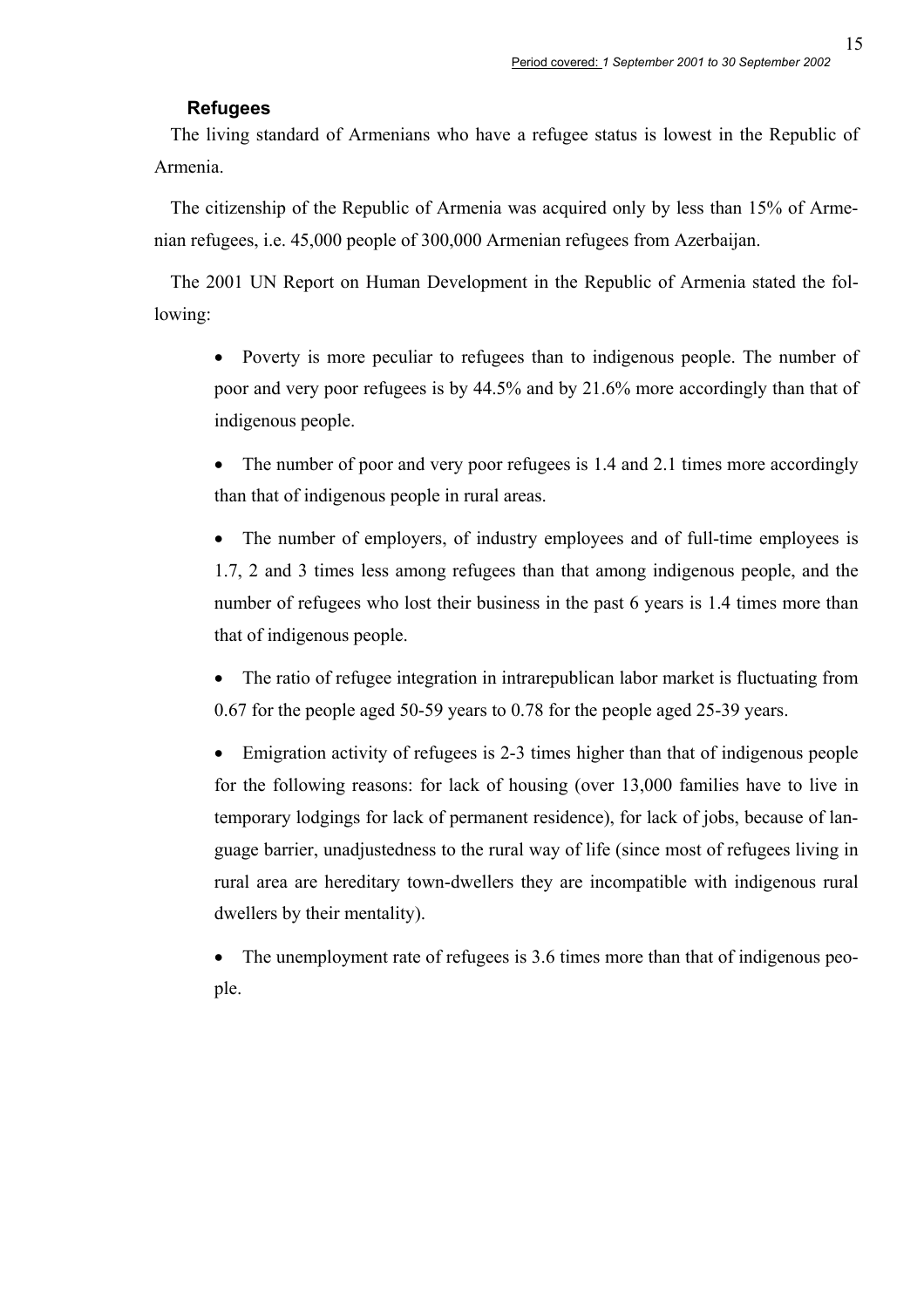### Refugees

The living standard of Armenians who have a refugee status is lowest in the Republic of Armenia.

The citizenship of the Republic of Armenia was acquired only by less than 15% of Armenian refugees, i.e. 45,000 people of 300,000 Armenian refugees from Azerbaijan.

The 2001 UN Report on Human Development in the Republic of Armenia stated the following:

- Poverty is more peculiar to refugees than to indigenous people. The number of poor and very poor refugees is by 44.5% and by 21.6% more accordingly than that of indigenous people.
- The number of poor and very poor refugees is 1.4 and 2.1 times more accordingly than that of indigenous people in rural areas.
- The number of employers, of industry employees and of full-time employees is 1.7, 2 and 3 times less among refugees than that among indigenous people, and the number of refugees who lost their business in the past 6 years is 1.4 times more than that of indigenous people.
- The ratio of refugee integration in intrarepublican labor market is fluctuating from 0.67 for the people aged 50-59 years to 0.78 for the people aged 25-39 years.
- Emigration activity of refugees is 2-3 times higher than that of indigenous people for the following reasons: for lack of housing (over 13,000 families have to live in temporary lodgings for lack of permanent residence), for lack of jobs, because of language barrier, unadjustedness to the rural way of life (since most of refugees living in rural area are hereditary town-dwellers they are incompatible with indigenous rural dwellers by their mentality).
- The unemployment rate of refugees is 3.6 times more than that of indigenous people.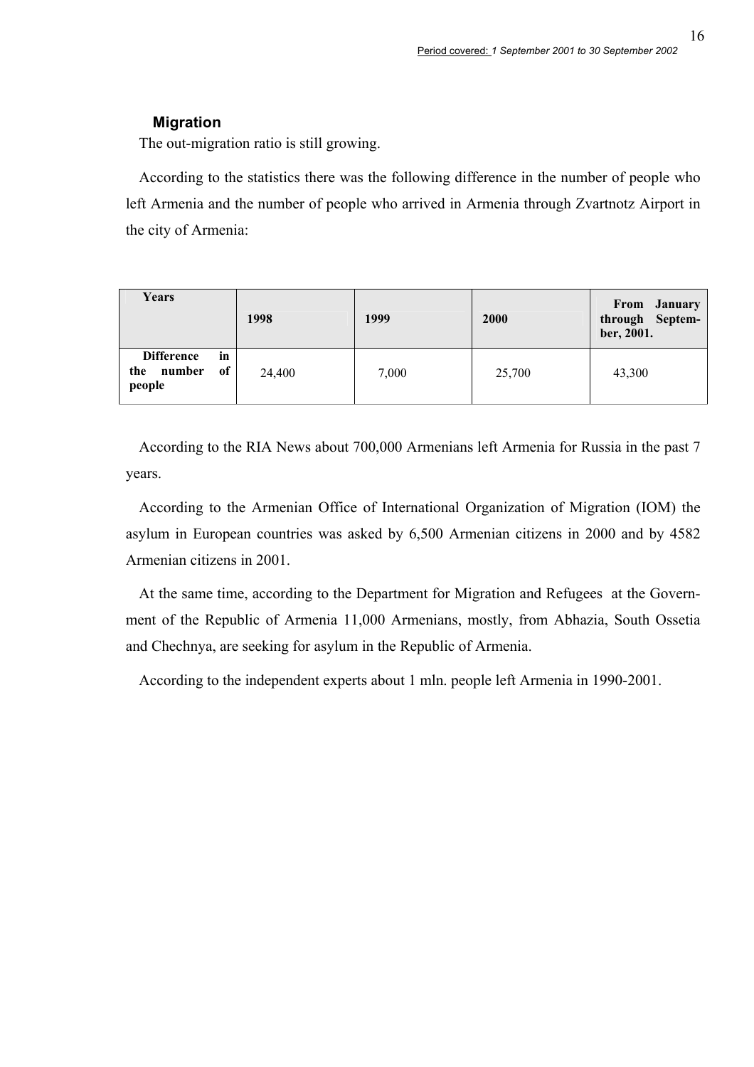## Migration

The out-migration ratio is still growing.

According to the statistics there was the following difference in the number of people who left Armenia and the number of people who arrived in Armenia through Zvartnotz Airport in the city of Armenia:

| Years | 1998 | 1999 | 2000 | From January through September, 2001. |
|---|---|---|---|---|
| Difference in the number of people | 24,400 | 7,000 | 25,700 | 43,300 |

According to the RIA News about 700,000 Armenians left Armenia for Russia in the past 7 years.

According to the Armenian Office of International Organization of Migration (IOM) the asylum in European countries was asked by 6,500 Armenian citizens in 2000 and by 4582 Armenian citizens in 2001.

At the same time, according to the Department for Migration and Refugees at the Government of the Republic of Armenia 11,000 Armenians, mostly, from Abhazia, South Ossetia and Chechnya, are seeking for asylum in the Republic of Armenia.

According to the independent experts about 1 mln. people left Armenia in 1990-2001.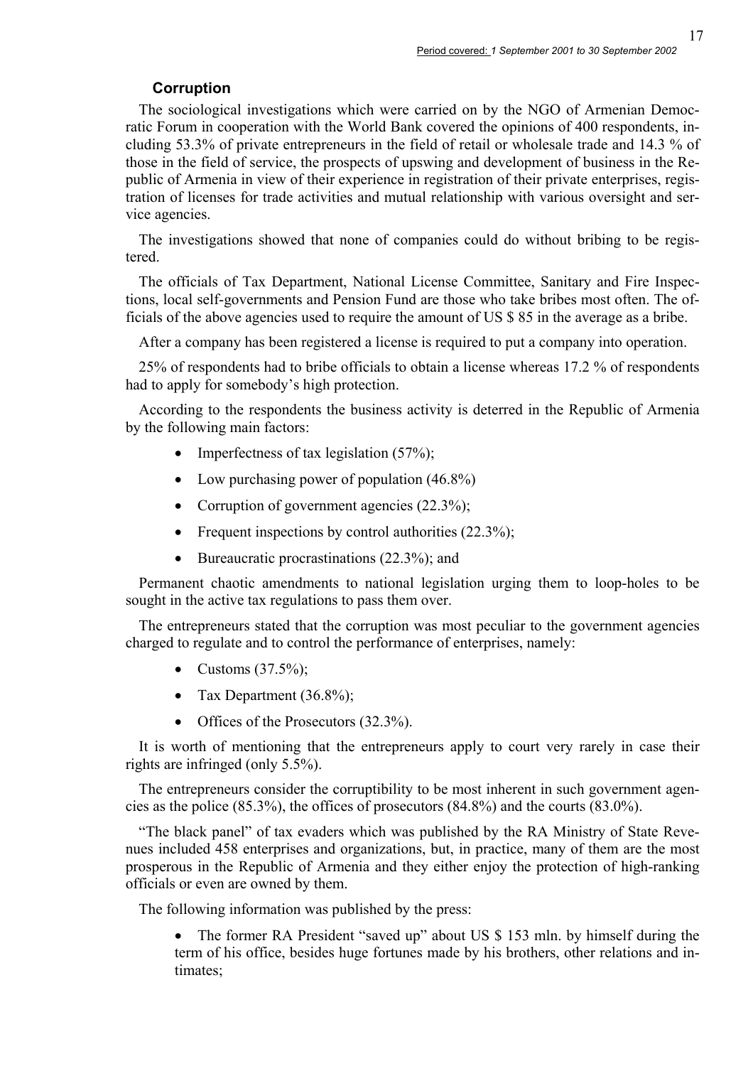### Corruption

The sociological investigations which were carried on by the NGO of Armenian Democratic Forum in cooperation with the World Bank covered the opinions of 400 respondents, including 53.3% of private entrepreneurs in the field of retail or wholesale trade and 14.3 % of those in the field of service, the prospects of upswing and development of business in the Republic of Armenia in view of their experience in registration of their private enterprises, registration of licenses for trade activities and mutual relationship with various oversight and service agencies.

The investigations showed that none of companies could do without bribing to be registered.

The officials of Tax Department, National License Committee, Sanitary and Fire Inspections, local self-governments and Pension Fund are those who take bribes most often. The officials of the above agencies used to require the amount of US $ 85 in the average as a bribe.

After a company has been registered a license is required to put a company into operation.

25% of respondents had to bribe officials to obtain a license whereas 17.2 % of respondents had to apply for somebody's high protection.

According to the respondents the business activity is deterred in the Republic of Armenia by the following main factors:

- Imperfectness of tax legislation (57%);
- Low purchasing power of population (46.8%)
- Corruption of government agencies (22.3%);
- Frequent inspections by control authorities (22.3%);
- Bureaucratic procrastinations (22.3%); and

Permanent chaotic amendments to national legislation urging them to loop-holes to be sought in the active tax regulations to pass them over.

The entrepreneurs stated that the corruption was most peculiar to the government agencies charged to regulate and to control the performance of enterprises, namely:

- Customs (37.5%);
- Tax Department (36.8%);
- Offices of the Prosecutors (32.3%).

It is worth of mentioning that the entrepreneurs apply to court very rarely in case their rights are infringed (only 5.5%).

The entrepreneurs consider the corruptibility to be most inherent in such government agencies as the police (85.3%), the offices of prosecutors (84.8%) and the courts (83.0%).

"The black panel" of tax evaders which was published by the RA Ministry of State Revenues included 458 enterprises and organizations, but, in practice, many of them are the most prosperous in the Republic of Armenia and they either enjoy the protection of high-ranking officials or even are owned by them.

The following information was published by the press:

- The former RA President "saved up" about US $ 153 mln. by himself during the term of his office, besides huge fortunes made by his brothers, other relations and intimates;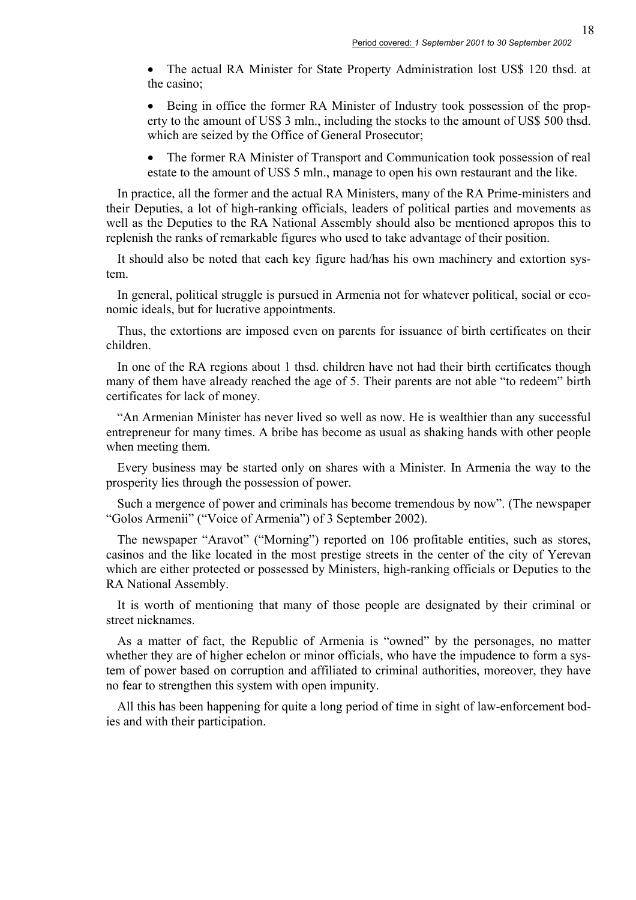- The actual RA Minister for State Property Administration lost US$ 120 thsd. at the casino;
- Being in office the former RA Minister of Industry took possession of the property to the amount of US$ 3 mln., including the stocks to the amount of US$ 500 thsd. which are seized by the Office of General Prosecutor;
- The former RA Minister of Transport and Communication took possession of real estate to the amount of US$ 5 mln., manage to open his own restaurant and the like.

In practice, all the former and the actual RA Ministers, many of the RA Prime-ministers and their Deputies, a lot of high-ranking officials, leaders of political parties and movements as well as the Deputies to the RA National Assembly should also be mentioned apropos this to replenish the ranks of remarkable figures who used to take advantage of their position.

It should also be noted that each key figure had/has his own machinery and extortion system.

In general, political struggle is pursued in Armenia not for whatever political, social or economic ideals, but for lucrative appointments.

Thus, the extortions are imposed even on parents for issuance of birth certificates on their children.

In one of the RA regions about 1 thsd. children have not had their birth certificates though many of them have already reached the age of 5. Their parents are not able "to redeem" birth certificates for lack of money.

"An Armenian Minister has never lived so well as now. He is wealthier than any successful entrepreneur for many times. A bribe has become as usual as shaking hands with other people when meeting them.

Every business may be started only on shares with a Minister. In Armenia the way to the prosperity lies through the possession of power.

Such a mergence of power and criminals has become tremendous by now". (The newspaper "Golos Armenii" ("Voice of Armenia") of 3 September 2002).

The newspaper "Aravot" ("Morning") reported on 106 profitable entities, such as stores, casinos and the like located in the most prestige streets in the center of the city of Yerevan which are either protected or possessed by Ministers, high-ranking officials or Deputies to the RA National Assembly.

It is worth of mentioning that many of those people are designated by their criminal or street nicknames.

As a matter of fact, the Republic of Armenia is "owned" by the personages, no matter whether they are of higher echelon or minor officials, who have the impudence to form a system of power based on corruption and affiliated to criminal authorities, moreover, they have no fear to strengthen this system with open impunity.

All this has been happening for quite a long period of time in sight of law-enforcement bodies and with their participation.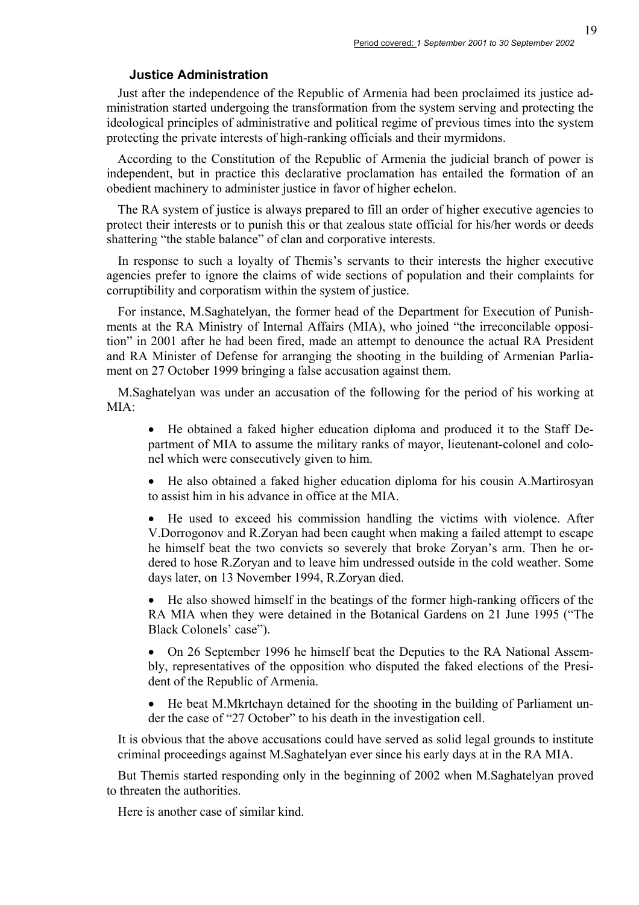### Justice Administration

Just after the independence of the Republic of Armenia had been proclaimed its justice administration started undergoing the transformation from the system serving and protecting the ideological principles of administrative and political regime of previous times into the system protecting the private interests of high-ranking officials and their myrmidons.

According to the Constitution of the Republic of Armenia the judicial branch of power is independent, but in practice this declarative proclamation has entailed the formation of an obedient machinery to administer justice in favor of higher echelon.

The RA system of justice is always prepared to fill an order of higher executive agencies to protect their interests or to punish this or that zealous state official for his/her words or deeds shattering "the stable balance" of clan and corporative interests.

In response to such a loyalty of Themis's servants to their interests the higher executive agencies prefer to ignore the claims of wide sections of population and their complaints for corruptibility and corporatism within the system of justice.

For instance, M.Saghatelyan, the former head of the Department for Execution of Punishments at the RA Ministry of Internal Affairs (MIA), who joined "the irreconcilable opposition" in 2001 after he had been fired, made an attempt to denounce the actual RA President and RA Minister of Defense for arranging the shooting in the building of Armenian Parliament on 27 October 1999 bringing a false accusation against them.

M.Saghatelyan was under an accusation of the following for the period of his working at MIA:

- He obtained a faked higher education diploma and produced it to the Staff Department of MIA to assume the military ranks of mayor, lieutenant-colonel and colonel which were consecutively given to him.
- He also obtained a faked higher education diploma for his cousin A.Martirosyan to assist him in his advance in office at the MIA.
- He used to exceed his commission handling the victims with violence. After V.Dorrogonov and R.Zoryan had been caught when making a failed attempt to escape he himself beat the two convicts so severely that broke Zoryan's arm. Then he ordered to hose R.Zoryan and to leave him undressed outside in the cold weather. Some days later, on 13 November 1994, R.Zoryan died.
- He also showed himself in the beatings of the former high-ranking officers of the RA MIA when they were detained in the Botanical Gardens on 21 June 1995 ("The Black Colonels' case").
- On 26 September 1996 he himself beat the Deputies to the RA National Assembly, representatives of the opposition who disputed the faked elections of the President of the Republic of Armenia.
- He beat M.Mkrtchayn detained for the shooting in the building of Parliament under the case of "27 October" to his death in the investigation cell.

It is obvious that the above accusations could have served as solid legal grounds to institute criminal proceedings against M.Saghatelyan ever since his early days at in the RA MIA.

But Themis started responding only in the beginning of 2002 when M.Saghatelyan proved to threaten the authorities.

Here is another case of similar kind.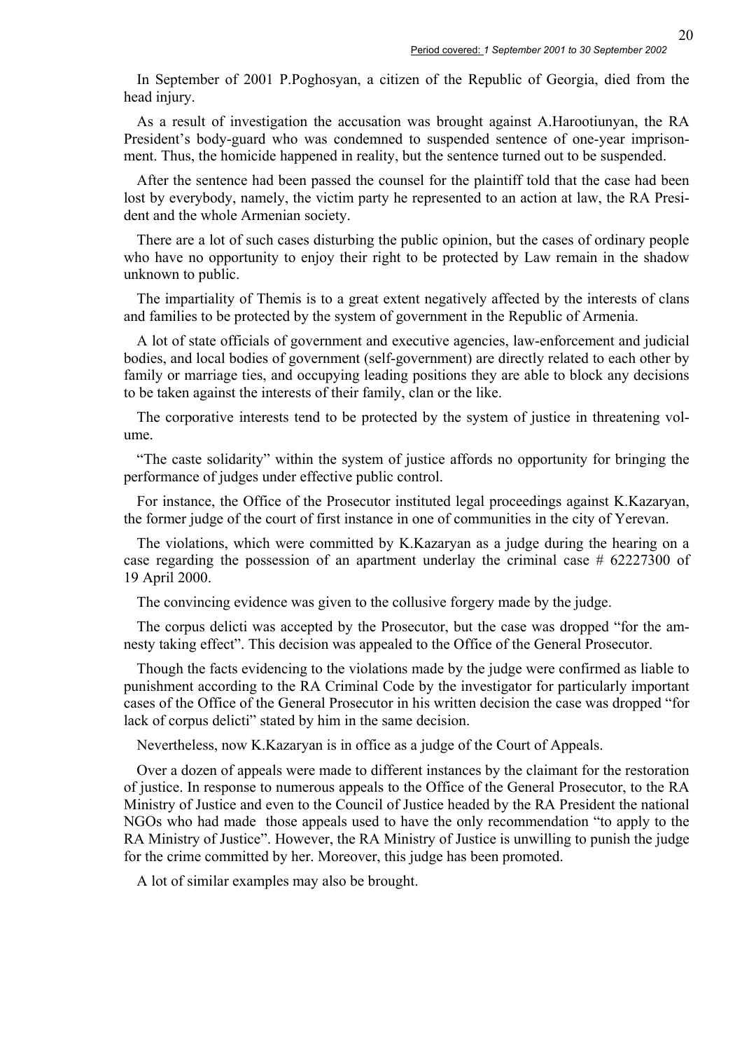In September of 2001 P.Poghosyan, a citizen of the Republic of Georgia, died from the head injury.

As a result of investigation the accusation was brought against A.Harootiunyan, the RA President's body-guard who was condemned to suspended sentence of one-year imprisonment. Thus, the homicide happened in reality, but the sentence turned out to be suspended.

After the sentence had been passed the counsel for the plaintiff told that the case had been lost by everybody, namely, the victim party he represented to an action at law, the RA President and the whole Armenian society.

There are a lot of such cases disturbing the public opinion, but the cases of ordinary people who have no opportunity to enjoy their right to be protected by Law remain in the shadow unknown to public.

The impartiality of Themis is to a great extent negatively affected by the interests of clans and families to be protected by the system of government in the Republic of Armenia.

A lot of state officials of government and executive agencies, law-enforcement and judicial bodies, and local bodies of government (self-government) are directly related to each other by family or marriage ties, and occupying leading positions they are able to block any decisions to be taken against the interests of their family, clan or the like.

The corporative interests tend to be protected by the system of justice in threatening volume.

"The caste solidarity" within the system of justice affords no opportunity for bringing the performance of judges under effective public control.

For instance, the Office of the Prosecutor instituted legal proceedings against K.Kazaryan, the former judge of the court of first instance in one of communities in the city of Yerevan.

The violations, which were committed by K.Kazaryan as a judge during the hearing on a case regarding the possession of an apartment underlay the criminal case # 62227300 of 19 April 2000.

The convincing evidence was given to the collusive forgery made by the judge.

The corpus delicti was accepted by the Prosecutor, but the case was dropped "for the amnesty taking effect". This decision was appealed to the Office of the General Prosecutor.

Though the facts evidencing to the violations made by the judge were confirmed as liable to punishment according to the RA Criminal Code by the investigator for particularly important cases of the Office of the General Prosecutor in his written decision the case was dropped "for lack of corpus delicti" stated by him in the same decision.

Nevertheless, now K.Kazaryan is in office as a judge of the Court of Appeals.

Over a dozen of appeals were made to different instances by the claimant for the restoration of justice. In response to numerous appeals to the Office of the General Prosecutor, to the RA Ministry of Justice and even to the Council of Justice headed by the RA President the national NGOs who had made those appeals used to have the only recommendation "to apply to the RA Ministry of Justice". However, the RA Ministry of Justice is unwilling to punish the judge for the crime committed by her. Moreover, this judge has been promoted.

A lot of similar examples may also be brought.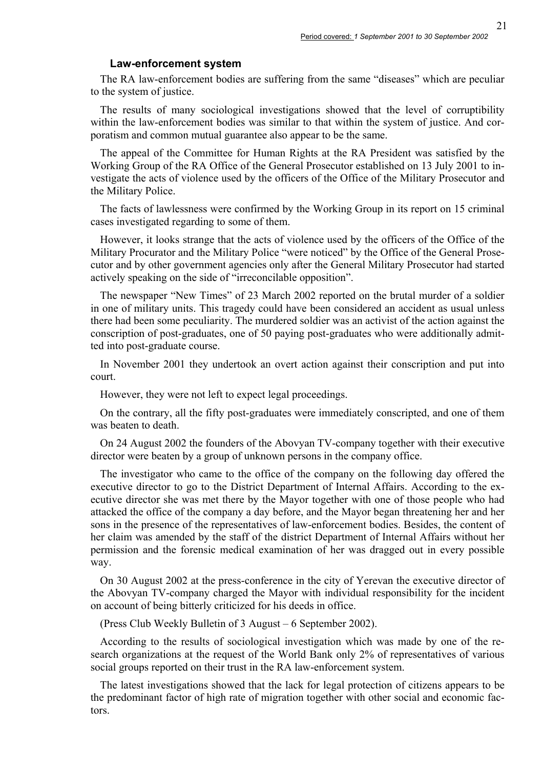### Law-enforcement system

The RA law-enforcement bodies are suffering from the same "diseases" which are peculiar to the system of justice.

The results of many sociological investigations showed that the level of corruptibility within the law-enforcement bodies was similar to that within the system of justice. And corporatism and common mutual guarantee also appear to be the same.

The appeal of the Committee for Human Rights at the RA President was satisfied by the Working Group of the RA Office of the General Prosecutor established on 13 July 2001 to investigate the acts of violence used by the officers of the Office of the Military Prosecutor and the Military Police.

The facts of lawlessness were confirmed by the Working Group in its report on 15 criminal cases investigated regarding to some of them.

However, it looks strange that the acts of violence used by the officers of the Office of the Military Procurator and the Military Police "were noticed" by the Office of the General Prosecutor and by other government agencies only after the General Military Prosecutor had started actively speaking on the side of "irreconcilable opposition".

The newspaper "New Times" of 23 March 2002 reported on the brutal murder of a soldier in one of military units. This tragedy could have been considered an accident as usual unless there had been some peculiarity. The murdered soldier was an activist of the action against the conscription of post-graduates, one of 50 paying post-graduates who were additionally admitted into post-graduate course.

In November 2001 they undertook an overt action against their conscription and put into court.

However, they were not left to expect legal proceedings.

On the contrary, all the fifty post-graduates were immediately conscripted, and one of them was beaten to death.

On 24 August 2002 the founders of the Abovyan TV-company together with their executive director were beaten by a group of unknown persons in the company office.

The investigator who came to the office of the company on the following day offered the executive director to go to the District Department of Internal Affairs. According to the executive director she was met there by the Mayor together with one of those people who had attacked the office of the company a day before, and the Mayor began threatening her and her sons in the presence of the representatives of law-enforcement bodies. Besides, the content of her claim was amended by the staff of the district Department of Internal Affairs without her permission and the forensic medical examination of her was dragged out in every possible way.

On 30 August 2002 at the press-conference in the city of Yerevan the executive director of the Abovyan TV-company charged the Mayor with individual responsibility for the incident on account of being bitterly criticized for his deeds in office.

(Press Club Weekly Bulletin of 3 August – 6 September 2002).

According to the results of sociological investigation which was made by one of the research organizations at the request of the World Bank only 2% of representatives of various social groups reported on their trust in the RA law-enforcement system.

The latest investigations showed that the lack for legal protection of citizens appears to be the predominant factor of high rate of migration together with other social and economic factors.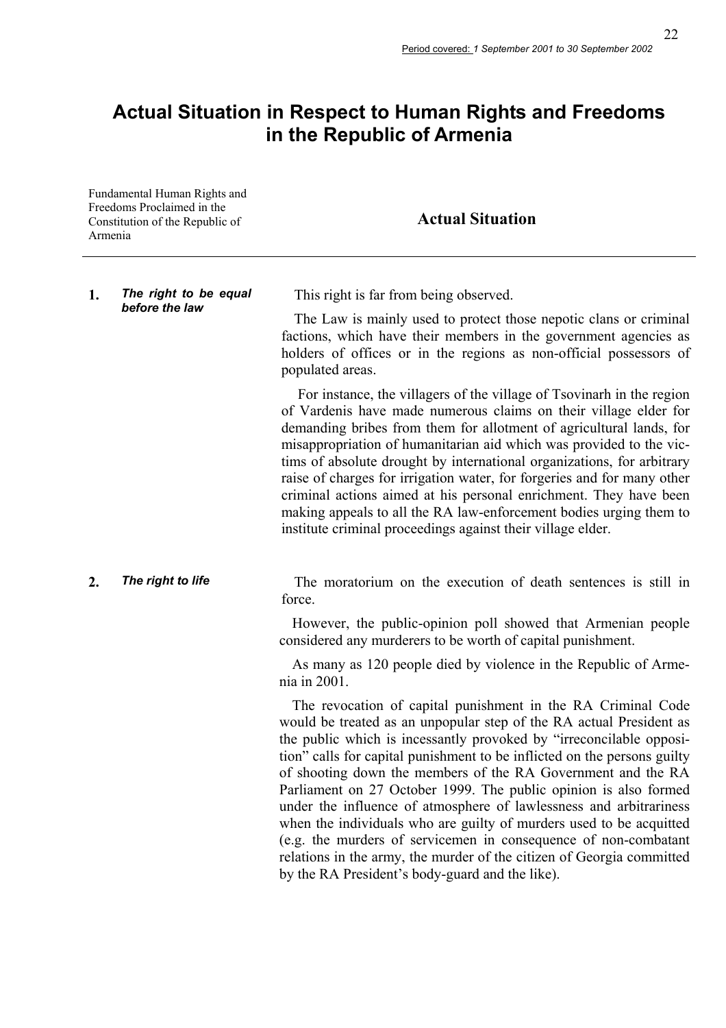# Actual Situation in Respect to Human Rights and Freedoms in the Republic of Armenia

| Fundamental Human Rights and Freedoms Proclaimed in the Constitution of the Republic of Armenia | Actual Situation |
|---|---|
| **1.** ***The right to be equal before the law*** | This right is far from being observed. <br><br> The Law is mainly used to protect those nepotic clans or criminal factions, which have their members in the government agencies as holders of offices or in the regions as non-official possessors of populated areas. <br><br> For instance, the villagers of the village of Tsovinarh in the region of Vardenis have made numerous claims on their village elder for demanding bribes from them for allotment of agricultural lands, for misappropriation of humanitarian aid which was provided to the victims of absolute drought by international organizations, for arbitrary raise of charges for irrigation water, for forgeries and for many other criminal actions aimed at his personal enrichment. They have been making appeals to all the RA law-enforcement bodies urging them to institute criminal proceedings against their village elder. |
| **2.** ***The right to life*** | The moratorium on the execution of death sentences is still in force. <br><br> However, the public-opinion poll showed that Armenian people considered any murderers to be worth of capital punishment. <br><br> As many as 120 people died by violence in the Republic of Armenia in 2001. <br><br> The revocation of capital punishment in the RA Criminal Code would be treated as an unpopular step of the RA actual President as the public which is incessantly provoked by "irreconcilable opposition" calls for capital punishment to be inflicted on the persons guilty of shooting down the members of the RA Government and the RA Parliament on 27 October 1999. The public opinion is also formed under the influence of atmosphere of lawlessness and arbitrariness when the individuals who are guilty of murders used to be acquitted (e.g. the murders of servicemen in consequence of non-combatant relations in the army, the murder of the citizen of Georgia committed by the RA President's body-guard and the like). |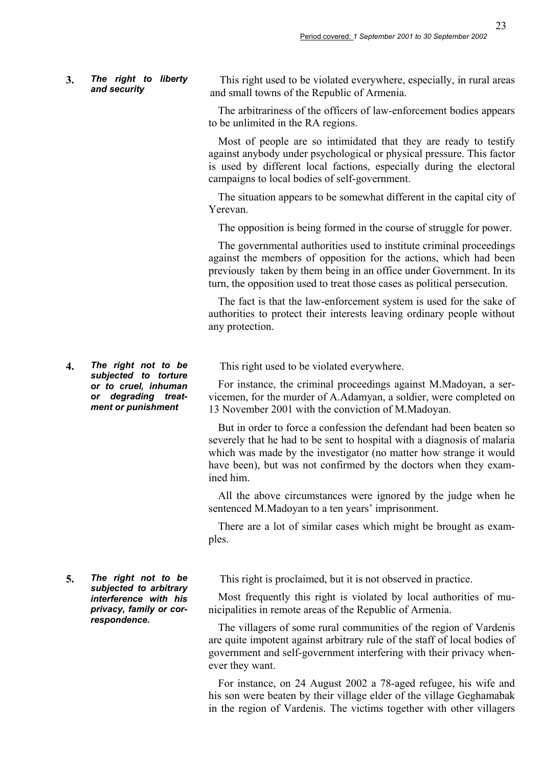**3.** ***The right to liberty and security***

This right used to be violated everywhere, especially, in rural areas and small towns of the Republic of Armenia.

The arbitrariness of the officers of law-enforcement bodies appears to be unlimited in the RA regions.

Most of people are so intimidated that they are ready to testify against anybody under psychological or physical pressure. This factor is used by different local factions, especially during the electoral campaigns to local bodies of self-government.

The situation appears to be somewhat different in the capital city of Yerevan.

The opposition is being formed in the course of struggle for power.

The governmental authorities used to institute criminal proceedings against the members of opposition for the actions, which had been previously taken by them being in an office under Government. In its turn, the opposition used to treat those cases as political persecution.

The fact is that the law-enforcement system is used for the sake of authorities to protect their interests leaving ordinary people without any protection.

**4.** ***The right not to be subjected to torture or to cruel, inhuman or degrading treatment or punishment***

This right used to be violated everywhere.

For instance, the criminal proceedings against M.Madoyan, a servicemen, for the murder of A.Adamyan, a soldier, were completed on 13 November 2001 with the conviction of M.Madoyan.

But in order to force a confession the defendant had been beaten so severely that he had to be sent to hospital with a diagnosis of malaria which was made by the investigator (no matter how strange it would have been), but was not confirmed by the doctors when they examined him.

All the above circumstances were ignored by the judge when he sentenced M.Madoyan to a ten years' imprisonment.

There are a lot of similar cases which might be brought as examples.

**5.** ***The right not to be subjected to arbitrary interference with his privacy, family or correspondence.***

This right is proclaimed, but it is not observed in practice.

Most frequently this right is violated by local authorities of municipalities in remote areas of the Republic of Armenia.

The villagers of some rural communities of the region of Vardenis are quite impotent against arbitrary rule of the staff of local bodies of government and self-government interfering with their privacy whenever they want.

For instance, on 24 August 2002 a 78-aged refugee, his wife and his son were beaten by their village elder of the village Geghamabak in the region of Vardenis. The victims together with other villagers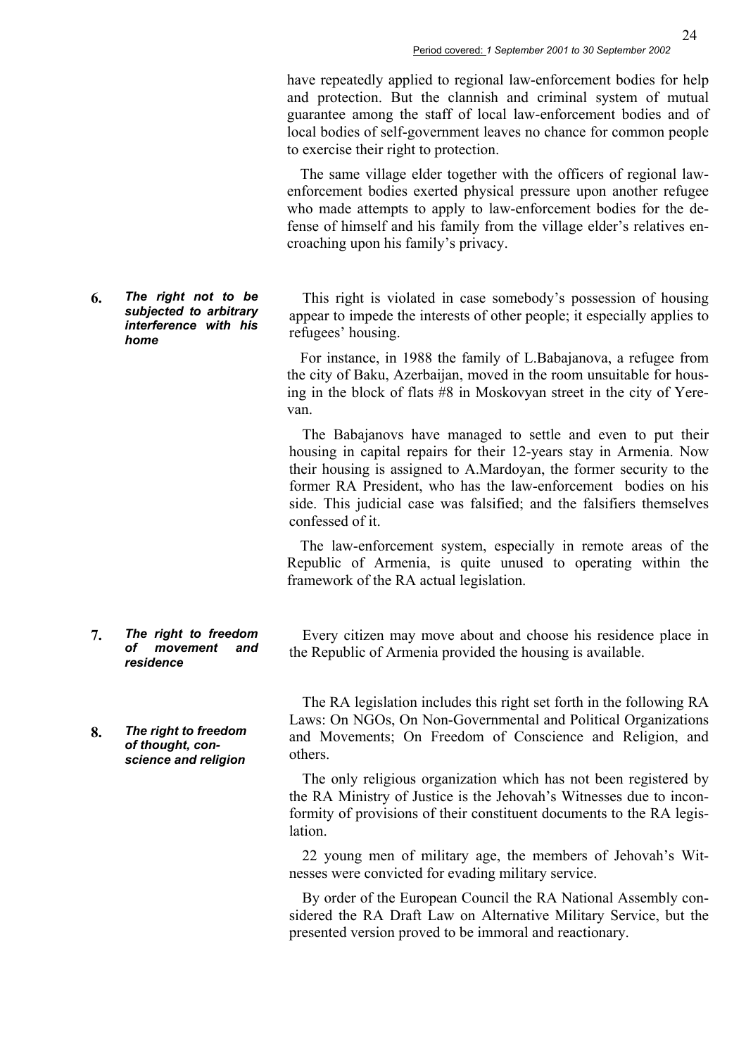have repeatedly applied to regional law-enforcement bodies for help and protection. But the clannish and criminal system of mutual guarantee among the staff of local law-enforcement bodies and of local bodies of self-government leaves no chance for common people to exercise their right to protection.

The same village elder together with the officers of regional law-enforcement bodies exerted physical pressure upon another refugee who made attempts to apply to law-enforcement bodies for the defense of himself and his family from the village elder's relatives encroaching upon his family's privacy.

**6.** ***The right not to be subjected to arbitrary interference with his home***

This right is violated in case somebody's possession of housing appear to impede the interests of other people; it especially applies to refugees' housing.

For instance, in 1988 the family of L.Babajanova, a refugee from the city of Baku, Azerbaijan, moved in the room unsuitable for housing in the block of flats #8 in Moskovyan street in the city of Yerevan.

The Babajanovs have managed to settle and even to put their housing in capital repairs for their 12-years stay in Armenia. Now their housing is assigned to A.Mardoyan, the former security to the former RA President, who has the law-enforcement bodies on his side. This judicial case was falsified; and the falsifiers themselves confessed of it.

The law-enforcement system, especially in remote areas of the Republic of Armenia, is quite unused to operating within the framework of the RA actual legislation.

**7.** ***The right to freedom of movement and residence***

Every citizen may move about and choose his residence place in the Republic of Armenia provided the housing is available.

**8.** ***The right to freedom of thought, conscience and religion***

The RA legislation includes this right set forth in the following RA Laws: On NGOs, On Non-Governmental and Political Organizations and Movements; On Freedom of Conscience and Religion, and others.

The only religious organization which has not been registered by the RA Ministry of Justice is the Jehovah's Witnesses due to inconformity of provisions of their constituent documents to the RA legislation.

22 young men of military age, the members of Jehovah's Witnesses were convicted for evading military service.

By order of the European Council the RA National Assembly considered the RA Draft Law on Alternative Military Service, but the presented version proved to be immoral and reactionary.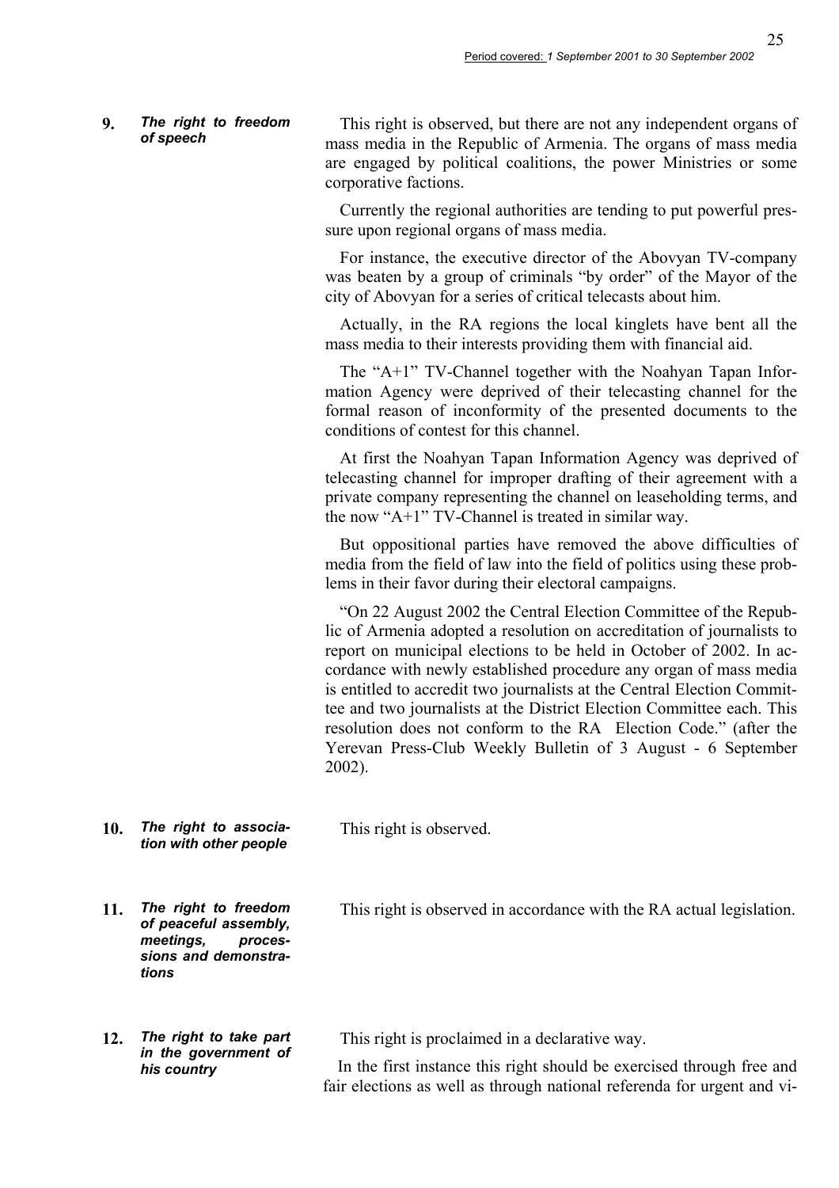**9.** ***The right to freedom of speech***

This right is observed, but there are not any independent organs of mass media in the Republic of Armenia. The organs of mass media are engaged by political coalitions, the power Ministries or some corporative factions.

Currently the regional authorities are tending to put powerful pressure upon regional organs of mass media.

For instance, the executive director of the Abovyan TV-company was beaten by a group of criminals "by order" of the Mayor of the city of Abovyan for a series of critical telecasts about him.

Actually, in the RA regions the local kinglets have bent all the mass media to their interests providing them with financial aid.

The "A+1" TV-Channel together with the Noahyan Tapan Information Agency were deprived of their telecasting channel for the formal reason of inconformity of the presented documents to the conditions of contest for this channel.

At first the Noahyan Tapan Information Agency was deprived of telecasting channel for improper drafting of their agreement with a private company representing the channel on leaseholding terms, and the now "A+1" TV-Channel is treated in similar way.

But oppositional parties have removed the above difficulties of media from the field of law into the field of politics using these problems in their favor during their electoral campaigns.

"On 22 August 2002 the Central Election Committee of the Republic of Armenia adopted a resolution on accreditation of journalists to report on municipal elections to be held in October of 2002. In accordance with newly established procedure any organ of mass media is entitled to accredit two journalists at the Central Election Committee and two journalists at the District Election Committee each. This resolution does not conform to the RA Election Code." (after the Yerevan Press-Club Weekly Bulletin of 3 August - 6 September 2002).

**10.** ***The right to association with other people***

This right is observed.

**11.** ***The right to freedom of peaceful assembly, meetings, processions and demonstrations***

This right is observed in accordance with the RA actual legislation.

**12.** ***The right to take part in the government of his country***

This right is proclaimed in a declarative way.

In the first instance this right should be exercised through free and fair elections as well as through national referenda for urgent and vi-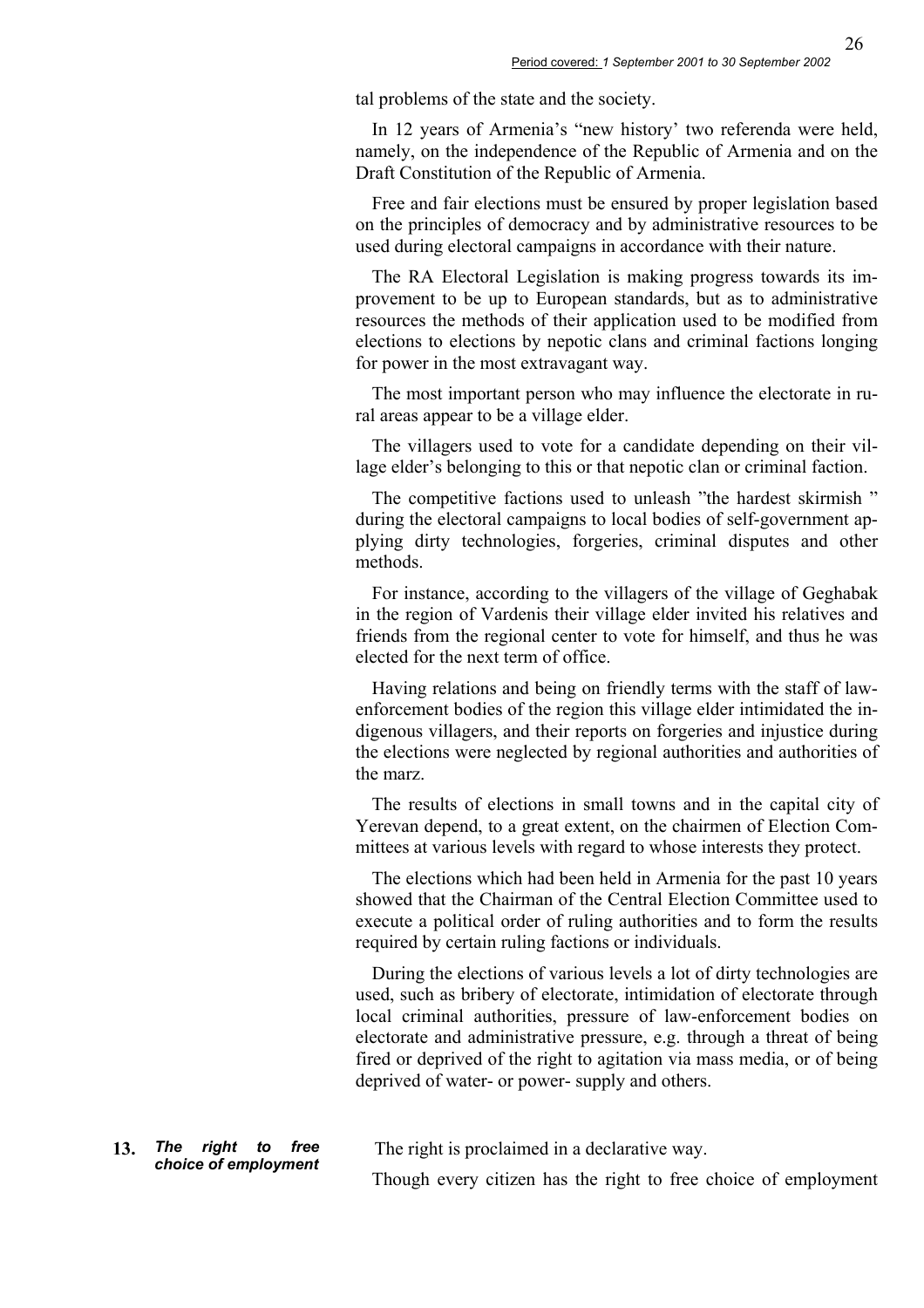tal problems of the state and the society.

In 12 years of Armenia's "new history' two referenda were held, namely, on the independence of the Republic of Armenia and on the Draft Constitution of the Republic of Armenia.

Free and fair elections must be ensured by proper legislation based on the principles of democracy and by administrative resources to be used during electoral campaigns in accordance with their nature.

The RA Electoral Legislation is making progress towards its improvement to be up to European standards, but as to administrative resources the methods of their application used to be modified from elections to elections by nepotic clans and criminal factions longing for power in the most extravagant way.

The most important person who may influence the electorate in rural areas appear to be a village elder.

The villagers used to vote for a candidate depending on their village elder's belonging to this or that nepotic clan or criminal faction.

The competitive factions used to unleash "the hardest skirmish " during the electoral campaigns to local bodies of self-government applying dirty technologies, forgeries, criminal disputes and other methods.

For instance, according to the villagers of the village of Geghabak in the region of Vardenis their village elder invited his relatives and friends from the regional center to vote for himself, and thus he was elected for the next term of office.

Having relations and being on friendly terms with the staff of law-enforcement bodies of the region this village elder intimidated the indigenous villagers, and their reports on forgeries and injustice during the elections were neglected by regional authorities and authorities of the marz.

The results of elections in small towns and in the capital city of Yerevan depend, to a great extent, on the chairmen of Election Committees at various levels with regard to whose interests they protect.

The elections which had been held in Armenia for the past 10 years showed that the Chairman of the Central Election Committee used to execute a political order of ruling authorities and to form the results required by certain ruling factions or individuals.

During the elections of various levels a lot of dirty technologies are used, such as bribery of electorate, intimidation of electorate through local criminal authorities, pressure of law-enforcement bodies on electorate and administrative pressure, e.g. through a threat of being fired or deprived of the right to agitation via mass media, or of being deprived of water- or power- supply and others.

**13.** ***The right to free choice of employment***

The right is proclaimed in a declarative way.

Though every citizen has the right to free choice of employment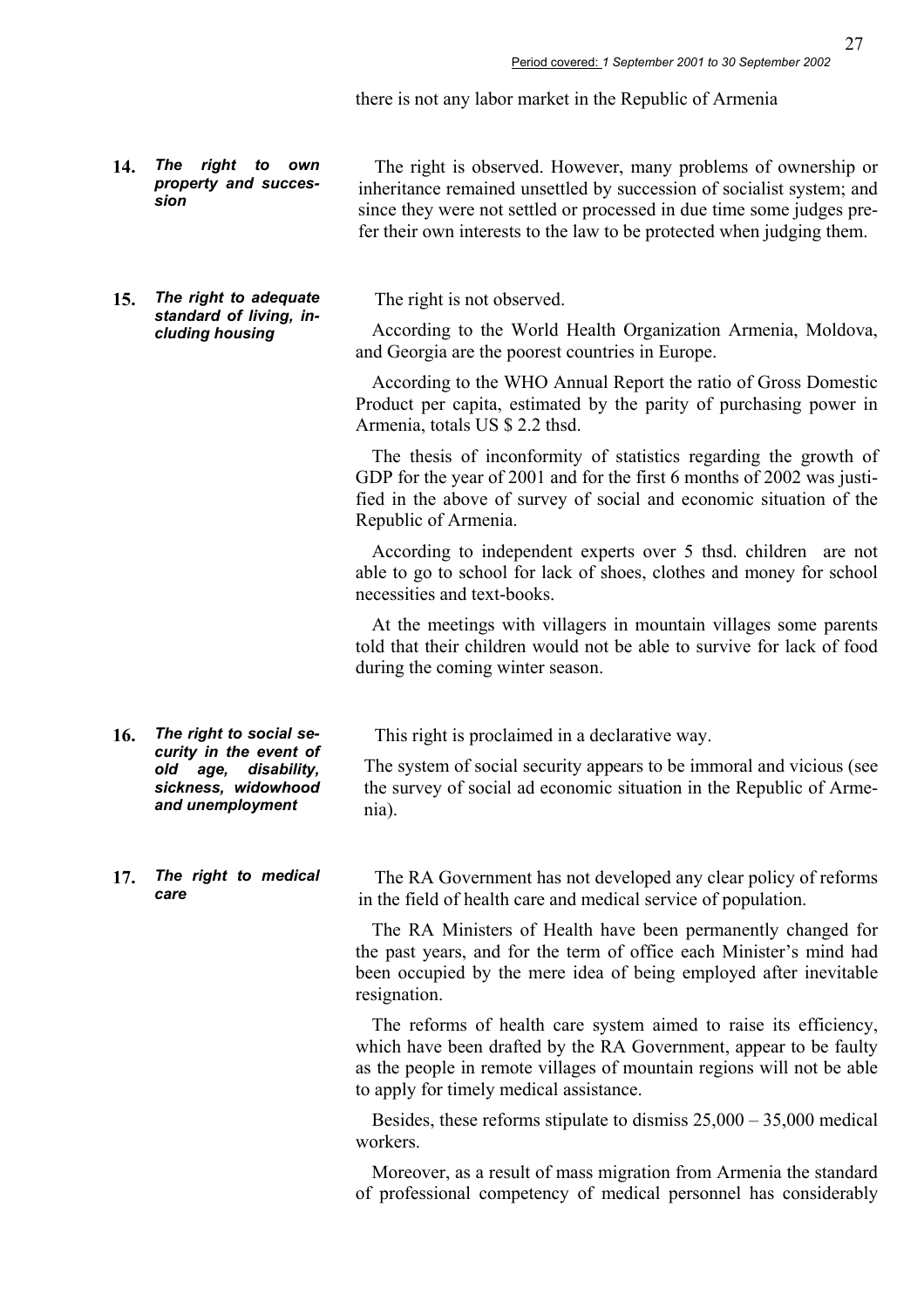there is not any labor market in the Republic of Armenia

| | | |
|---|---|---|
| **14.** | ***The right to own property and succession*** | The right is observed. However, many problems of ownership or inheritance remained unsettled by succession of socialist system; and since they were not settled or processed in due time some judges prefer their own interests to the law to be protected when judging them. |
| **15.** | ***The right to adequate standard of living, including housing*** | The right is not observed.<br><br>According to the World Health Organization Armenia, Moldova, and Georgia are the poorest countries in Europe.<br><br>According to the WHO Annual Report the ratio of Gross Domestic Product per capita, estimated by the parity of purchasing power in Armenia, totals US $ 2.2 thsd.<br><br>The thesis of inconformity of statistics regarding the growth of GDP for the year of 2001 and for the first 6 months of 2002 was justified in the above of survey of social and economic situation of the Republic of Armenia.<br><br>According to independent experts over 5 thsd. children are not able to go to school for lack of shoes, clothes and money for school necessities and text-books.<br><br>At the meetings with villagers in mountain villages some parents told that their children would not be able to survive for lack of food during the coming winter season. |
| **16.** | ***The right to social security in the event of old age, disability, sickness, widowhood and unemployment*** | This right is proclaimed in a declarative way.<br><br>The system of social security appears to be immoral and vicious (see the survey of social ad economic situation in the Republic of Armenia). |
| **17.** | ***The right to medical care*** | The RA Government has not developed any clear policy of reforms in the field of health care and medical service of population.<br><br>The RA Ministers of Health have been permanently changed for the past years, and for the term of office each Minister's mind had been occupied by the mere idea of being employed after inevitable resignation.<br><br>The reforms of health care system aimed to raise its efficiency, which have been drafted by the RA Government, appear to be faulty as the people in remote villages of mountain regions will not be able to apply for timely medical assistance.<br><br>Besides, these reforms stipulate to dismiss 25,000 – 35,000 medical workers.<br><br>Moreover, as a result of mass migration from Armenia the standard of professional competency of medical personnel has considerably |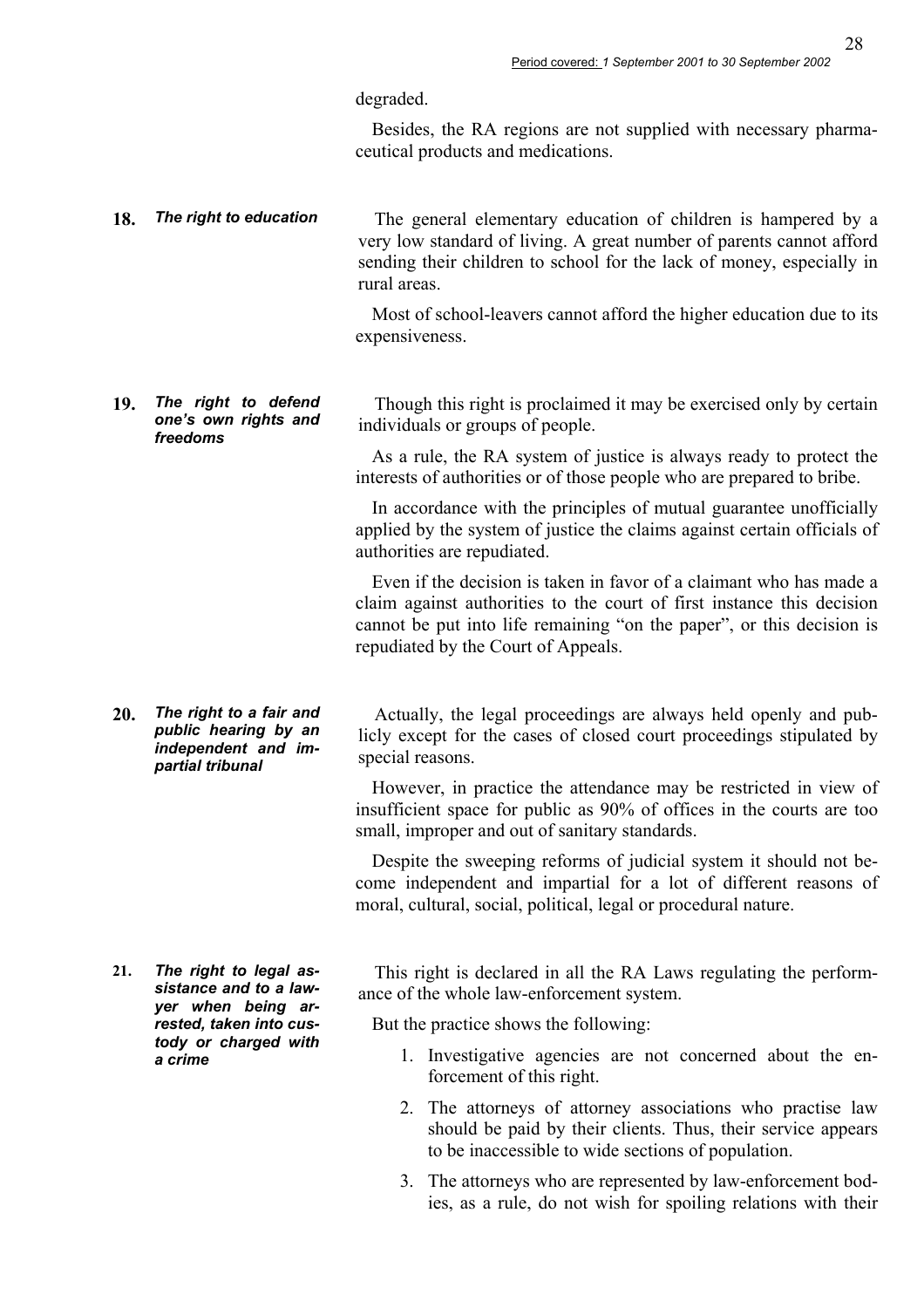degraded.

Besides, the RA regions are not supplied with necessary pharmaceutical products and medications.

**18. *The right to education***

The general elementary education of children is hampered by a very low standard of living. A great number of parents cannot afford sending their children to school for the lack of money, especially in rural areas.

Most of school-leavers cannot afford the higher education due to its expensiveness.

**19. *The right to defend one's own rights and freedoms***

Though this right is proclaimed it may be exercised only by certain individuals or groups of people.

As a rule, the RA system of justice is always ready to protect the interests of authorities or of those people who are prepared to bribe.

In accordance with the principles of mutual guarantee unofficially applied by the system of justice the claims against certain officials of authorities are repudiated.

Even if the decision is taken in favor of a claimant who has made a claim against authorities to the court of first instance this decision cannot be put into life remaining "on the paper", or this decision is repudiated by the Court of Appeals.

**20. *The right to a fair and public hearing by an independent and impartial tribunal***

Actually, the legal proceedings are always held openly and publicly except for the cases of closed court proceedings stipulated by special reasons.

However, in practice the attendance may be restricted in view of insufficient space for public as 90% of offices in the courts are too small, improper and out of sanitary standards.

Despite the sweeping reforms of judicial system it should not become independent and impartial for a lot of different reasons of moral, cultural, social, political, legal or procedural nature.

**21. *The right to legal assistance and to a lawyer when being arrested, taken into custody or charged with a crime***

This right is declared in all the RA Laws regulating the performance of the whole law-enforcement system.

But the practice shows the following:

1. Investigative agencies are not concerned about the enforcement of this right.
2. The attorneys of attorney associations who practise law should be paid by their clients. Thus, their service appears to be inaccessible to wide sections of population.
3. The attorneys who are represented by law-enforcement bodies, as a rule, do not wish for spoiling relations with their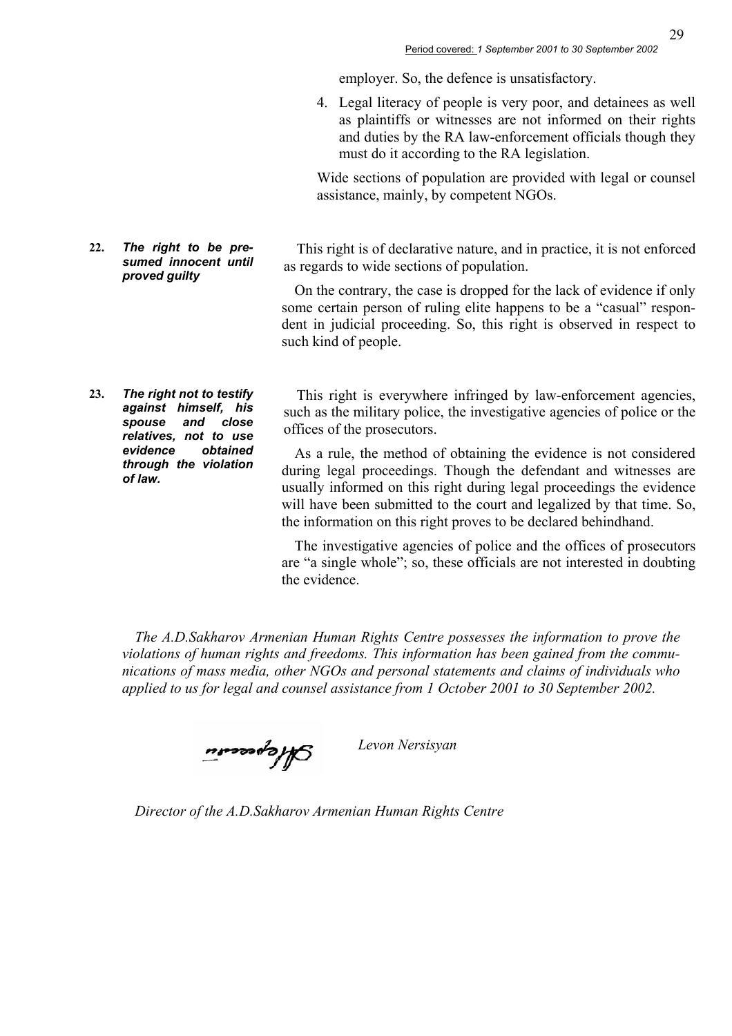employer. So, the defence is unsatisfactory.

4. Legal literacy of people is very poor, and detainees as well as plaintiffs or witnesses are not informed on their rights and duties by the RA law-enforcement officials though they must do it according to the RA legislation.

Wide sections of population are provided with legal or counsel assistance, mainly, by competent NGOs.

**22.** ***The right to be presumed innocent until proved guilty***

This right is of declarative nature, and in practice, it is not enforced as regards to wide sections of population.

On the contrary, the case is dropped for the lack of evidence if only some certain person of ruling elite happens to be a "casual" respondent in judicial proceeding. So, this right is observed in respect to such kind of people.

**23.** ***The right not to testify against himself, his spouse and close relatives, not to use evidence obtained through the violation of law.***

This right is everywhere infringed by law-enforcement agencies, such as the military police, the investigative agencies of police or the offices of the prosecutors.

As a rule, the method of obtaining the evidence is not considered during legal proceedings. Though the defendant and witnesses are usually informed on this right during legal proceedings the evidence will have been submitted to the court and legalized by that time. So, the information on this right proves to be declared behindhand.

The investigative agencies of police and the offices of prosecutors are "a single whole"; so, these officials are not interested in doubting the evidence.

*The A.D.Sakharov Armenian Human Rights Centre possesses the information to prove the violations of human rights and freedoms. This information has been gained from the communications of mass media, other NGOs and personal statements and claims of individuals who applied to us for legal and counsel assistance from 1 October 2001 to 30 September 2002.*

*Levon Nersisyan*

*Director of the A.D.Sakharov Armenian Human Rights Centre*